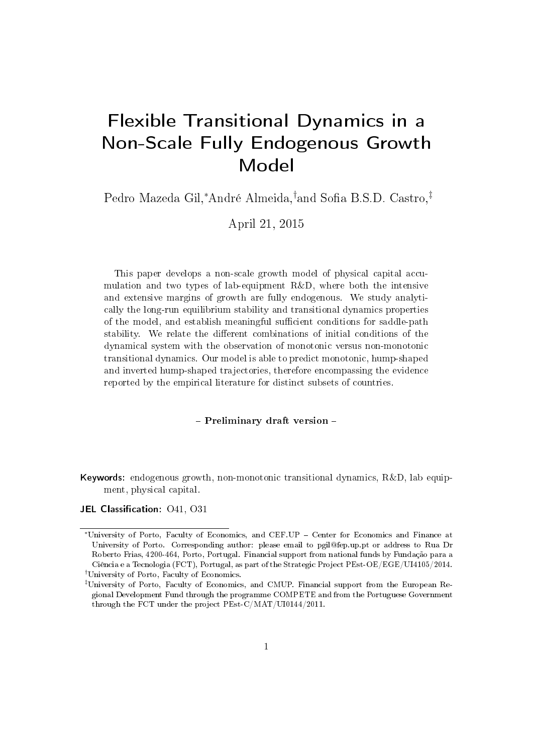# Flexible Transitional Dynamics in a Non-Scale Fully Endogenous Growth Model

Pedro Mazeda Gil,[*] André Almeida,[†] and Sofia B.S.D. Castro,[‡]

April 21, 2015

This paper develops a non-scale growth model of physical capital accumulation and two types of lab-equipment R&D, where both the intensive and extensive margins of growth are fully endogenous. We study analytically the long-run equilibrium stability and transitional dynamics properties of the model, and establish meaningful sufficient conditions for saddle-path stability. We relate the different combinations of initial conditions of the dynamical system with the observation of monotonic versus non-monotonic transitional dynamics. Our model is able to predict monotonic, hump-shaped and inverted hump-shaped trajectories, therefore encompassing the evidence reported by the empirical literature for distinct subsets of countries.

**– Preliminary draft version –**

**Keywords:** endogenous growth, non-monotonic transitional dynamics, R&D, lab equipment, physical capital.

**JEL Classification:** O41, O31

---

[*] University of Porto, Faculty of Economics, and CEF.UP – Center for Economics and Finance at University of Porto. Corresponding author: please email to pgil@fep.up.pt or address to Rua Dr Roberto Frias, 4200-464, Porto, Portugal. Financial support from national funds by Fundação para a Ciência e a Tecnologia (FCT), Portugal, as part of the Strategic Project PEst-OE/EGE/UI4105/2014.

[†] University of Porto, Faculty of Economics.

[‡] University of Porto, Faculty of Economics, and CMUP. Financial support from the European Regional Development Fund through the programme COMPETE and from the Portuguese Government through the FCT under the project PEst-C/MAT/UI0144/2011.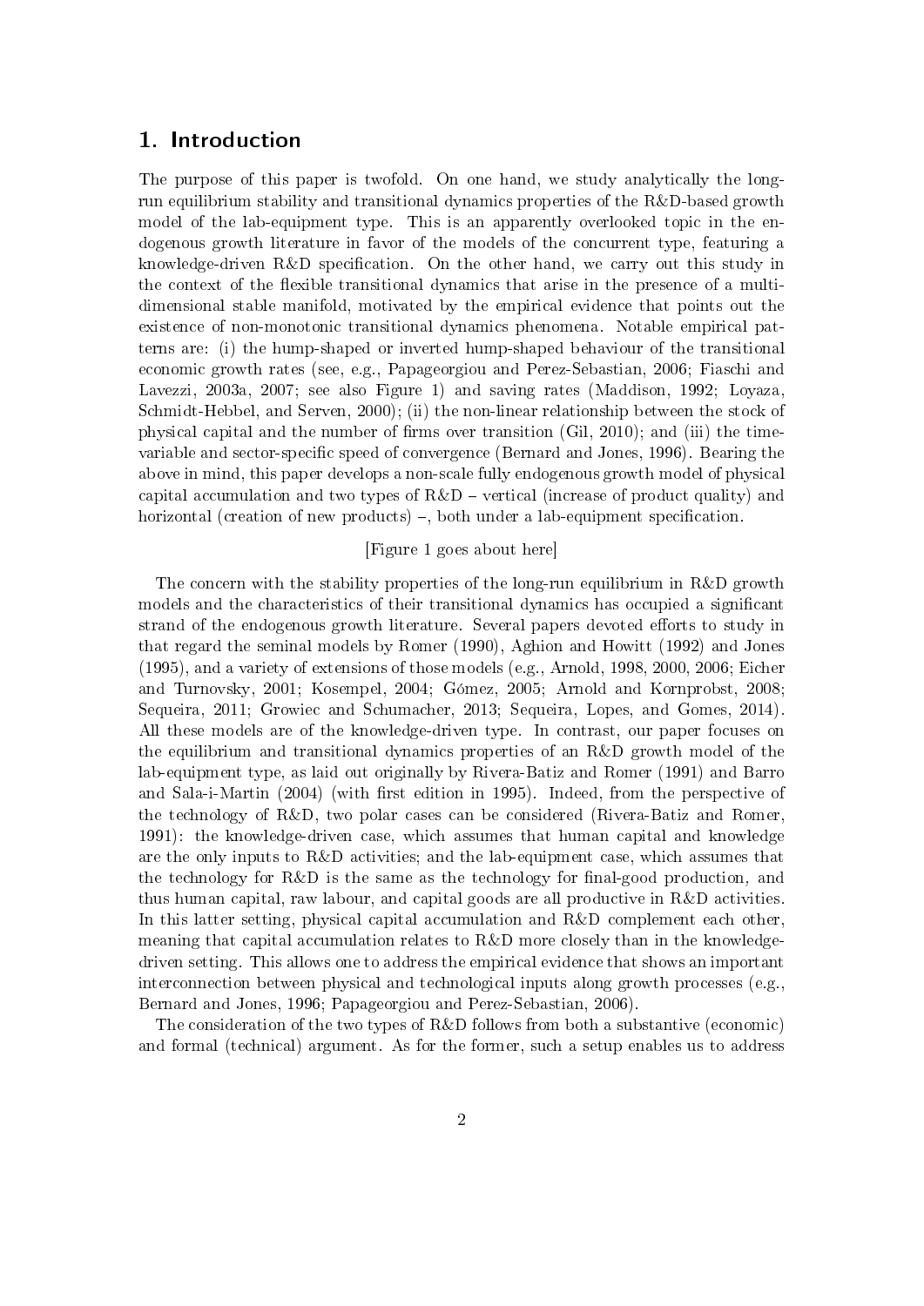## 1. Introduction

The purpose of this paper is twofold. On one hand, we study analytically the long-run equilibrium stability and transitional dynamics properties of the R&D-based growth model of the lab-equipment type. This is an apparently overlooked topic in the endogenous growth literature in favor of the models of the concurrent type, featuring a knowledge-driven R&D specification. On the other hand, we carry out this study in the context of the flexible transitional dynamics that arise in the presence of a multi-dimensional stable manifold, motivated by the empirical evidence that points out the existence of non-monotonic transitional dynamics phenomena. Notable empirical patterns are: (i) the hump-shaped or inverted hump-shaped behaviour of the transitional economic growth rates (see, e.g., Papageorgiou and Perez-Sebastian, 2006; Fiaschi and Lavezzi, 2003a, 2007; see also Figure 1) and saving rates (Maddison, 1992; Loyaza, Schmidt-Hebbel, and Serven, 2000); (ii) the non-linear relationship between the stock of physical capital and the number of firms over transition (Gil, 2010); and (iii) the time-variable and sector-specific speed of convergence (Bernard and Jones, 1996). Bearing the above in mind, this paper develops a non-scale fully endogenous growth model of physical capital accumulation and two types of R&D – vertical (increase of product quality) and horizontal (creation of new products) –, both under a lab-equipment specification.

[Figure 1 goes about here]

The concern with the stability properties of the long-run equilibrium in R&D growth models and the characteristics of their transitional dynamics has occupied a significant strand of the endogenous growth literature. Several papers devoted efforts to study in that regard the seminal models by Romer (1990), Aghion and Howitt (1992) and Jones (1995), and a variety of extensions of those models (e.g., Arnold, 1998, 2000, 2006; Eicher and Turnovsky, 2001; Kosempel, 2004; Gómez, 2005; Arnold and Kornprobst, 2008; Sequeira, 2011; Growiec and Schumacher, 2013; Sequeira, Lopes, and Gomes, 2014). All these models are of the knowledge-driven type. In contrast, our paper focuses on the equilibrium and transitional dynamics properties of an R&D growth model of the lab-equipment type, as laid out originally by Rivera-Batiz and Romer (1991) and Barro and Sala-i-Martin (2004) (with first edition in 1995). Indeed, from the perspective of the technology of R&D, two polar cases can be considered (Rivera-Batiz and Romer, 1991): the knowledge-driven case, which assumes that human capital and knowledge are the only inputs to R&D activities; and the lab-equipment case, which assumes that the technology for R&D is the same as the technology for final-good production, and thus human capital, raw labour, and capital goods are all productive in R&D activities. In this latter setting, physical capital accumulation and R&D complement each other, meaning that capital accumulation relates to R&D more closely than in the knowledge-driven setting. This allows one to address the empirical evidence that shows an important interconnection between physical and technological inputs along growth processes (e.g., Bernard and Jones, 1996; Papageorgiou and Perez-Sebastian, 2006).

The consideration of the two types of R&D follows from both a substantive (economic) and formal (technical) argument. As for the former, such a setup enables us to address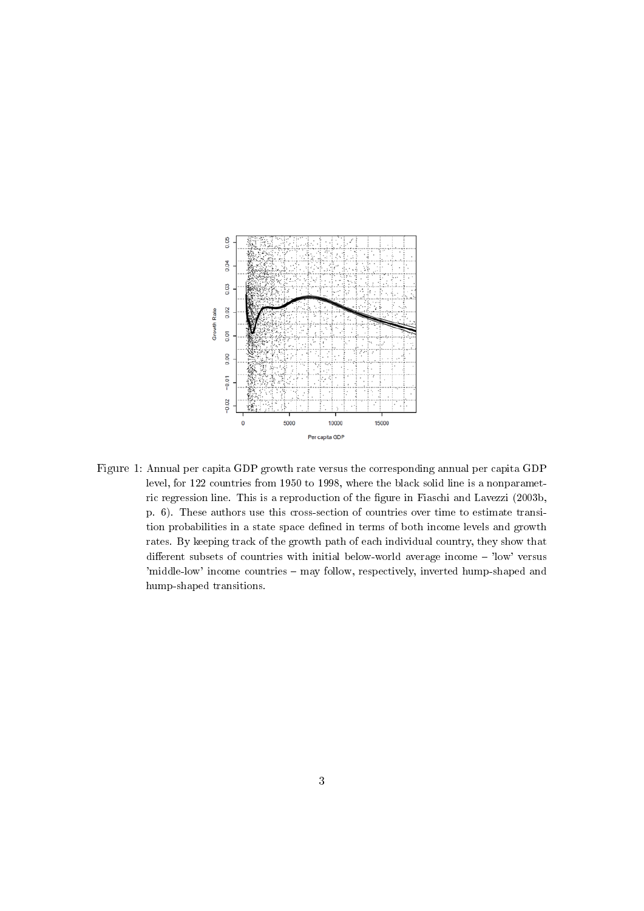Figure 1: Annual per capita GDP growth rate versus the corresponding annual per capita GDP level, for 122 countries from 1950 to 1998, where the black solid line is a nonparametric regression line. This is a reproduction of the figure in Fiaschi and Lavezzi (2003b, p. 6). These authors use this cross-section of countries over time to estimate transition probabilities in a state space defined in terms of both income levels and growth rates. By keeping track of the growth path of each individual country, they show that different subsets of countries with initial below-world average income – 'low' versus 'middle-low' income countries – may follow, respectively, inverted hump-shaped and hump-shaped transitions.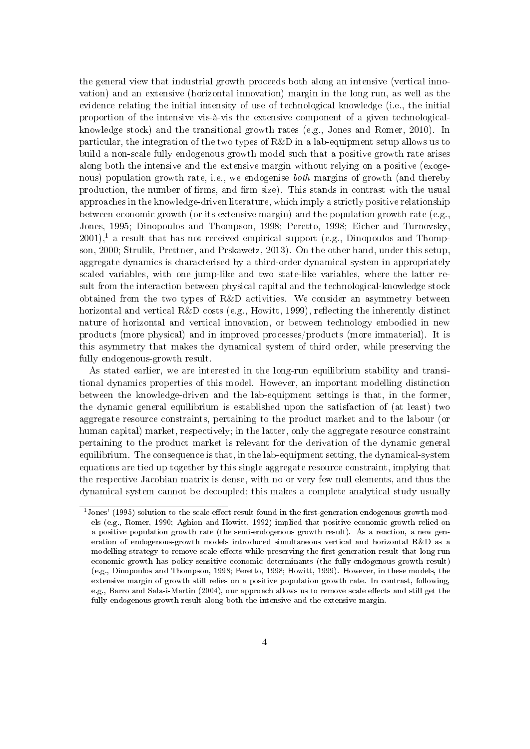the general view that industrial growth proceeds both along an intensive (vertical innovation) and an extensive (horizontal innovation) margin in the long run, as well as the evidence relating the initial intensity of use of technological knowledge (i.e., the initial proportion of the intensive vis-à-vis the extensive component of a given technological-knowledge stock) and the transitional growth rates (e.g., Jones and Romer, 2010). In particular, the integration of the two types of R&D in a lab-equipment setup allows us to build a non-scale fully endogenous growth model such that a positive growth rate arises along both the intensive and the extensive margin without relying on a positive (exogenous) population growth rate, i.e., we endogenise *both* margins of growth (and thereby production, the number of firms, and firm size). This stands in contrast with the usual approaches in the knowledge-driven literature, which imply a strictly positive relationship between economic growth (or its extensive margin) and the population growth rate (e.g., Jones, 1995; Dinopoulos and Thompson, 1998; Peretto, 1998; Eicher and Turnovsky, 2001),[1] a result that has not received empirical support (e.g., Dinopoulos and Thompson, 2000; Strulik, Prettner, and Prskawetz, 2013). On the other hand, under this setup, aggregate dynamics is characterised by a third-order dynamical system in appropriately scaled variables, with one jump-like and two state-like variables, where the latter result from the interaction between physical capital and the technological-knowledge stock obtained from the two types of R&D activities. We consider an asymmetry between horizontal and vertical R&D costs (e.g., Howitt, 1999), reflecting the inherently distinct nature of horizontal and vertical innovation, or between technology embodied in new products (more physical) and in improved processes/products (more immaterial). It is this asymmetry that makes the dynamical system of third order, while preserving the fully endogenous-growth result.

As stated earlier, we are interested in the long-run equilibrium stability and transitional dynamics properties of this model. However, an important modelling distinction between the knowledge-driven and the lab-equipment settings is that, in the former, the dynamic general equilibrium is established upon the satisfaction of (at least) two aggregate resource constraints, pertaining to the product market and to the labour (or human capital) market, respectively; in the latter, only the aggregate resource constraint pertaining to the product market is relevant for the derivation of the dynamic general equilibrium. The consequence is that, in the lab-equipment setting, the dynamical-system equations are tied up together by this single aggregate resource constraint, implying that the respective Jacobian matrix is dense, with no or very few null elements, and thus the dynamical system cannot be decoupled; this makes a complete analytical study usually

[1] Jones' (1995) solution to the scale-effect result found in the first-generation endogenous growth models (e.g., Romer, 1990; Aghion and Howitt, 1992) implied that positive economic growth relied on a positive population growth rate (the semi-endogenous growth result). As a reaction, a new generation of endogenous-growth models introduced simultaneous vertical and horizontal R&D as a modelling strategy to remove scale effects while preserving the first-generation result that long-run economic growth has policy-sensitive economic determinants (the fully-endogenous growth result) (e.g., Dinopoulos and Thompson, 1998; Peretto, 1998; Howitt, 1999). However, in these models, the extensive margin of growth still relies on a positive population growth rate. In contrast, following, e.g., Barro and Sala-i-Martin (2004), our approach allows us to remove scale effects and still get the fully endogenous-growth result along both the intensive and the extensive margin.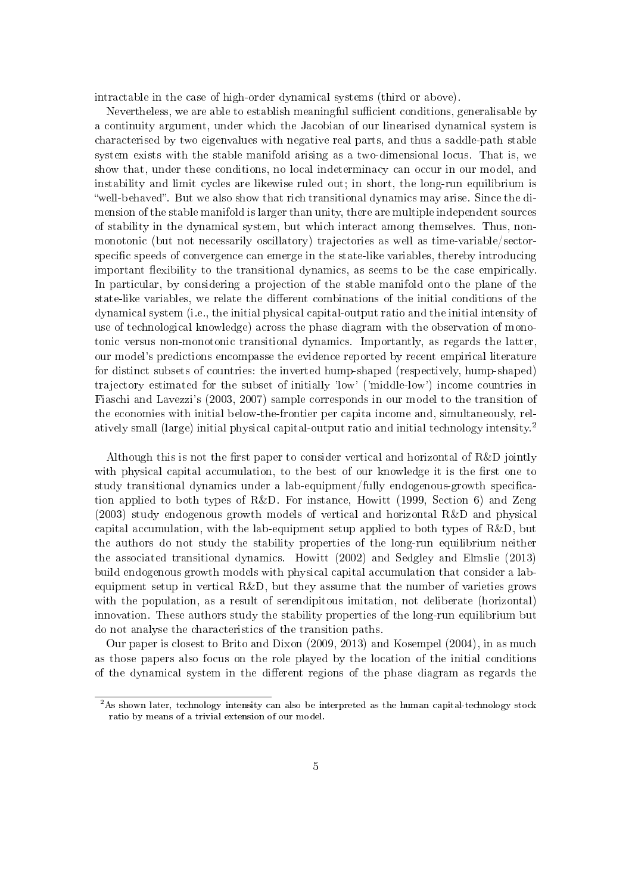intractable in the case of high-order dynamical systems (third or above).

Nevertheless, we are able to establish meaningful sufficient conditions, generalisable by a continuity argument, under which the Jacobian of our linearised dynamical system is characterised by two eigenvalues with negative real parts, and thus a saddle-path stable system exists with the stable manifold arising as a two-dimensional locus. That is, we show that, under these conditions, no local indeterminacy can occur in our model, and instability and limit cycles are likewise ruled out; in short, the long-run equilibrium is "well-behaved". But we also show that rich transitional dynamics may arise. Since the dimension of the stable manifold is larger than unity, there are multiple independent sources of stability in the dynamical system, but which interact among themselves. Thus, non-monotonic (but not necessarily oscillatory) trajectories as well as time-variable/sector-specific speeds of convergence can emerge in the state-like variables, thereby introducing important flexibility to the transitional dynamics, as seems to be the case empirically. In particular, by considering a projection of the stable manifold onto the plane of the state-like variables, we relate the different combinations of the initial conditions of the dynamical system (i.e., the initial physical capital-output ratio and the initial intensity of use of technological knowledge) across the phase diagram with the observation of monotonic versus non-monotonic transitional dynamics. Importantly, as regards the latter, our model's predictions encompasse the evidence reported by recent empirical literature for distinct subsets of countries: the inverted hump-shaped (respectively, hump-shaped) trajectory estimated for the subset of initially 'low' ('middle-low') income countries in Fiaschi and Lavezzi's (2003, 2007) sample corresponds in our model to the transition of the economies with initial below-the-frontier per capita income and, simultaneously, relatively small (large) initial physical capital-output ratio and initial technology intensity.[2]

Although this is not the first paper to consider vertical and horizontal of R&D jointly with physical capital accumulation, to the best of our knowledge it is the first one to study transitional dynamics under a lab-equipment/fully endogenous-growth specification applied to both types of R&D. For instance, Howitt (1999, Section 6) and Zeng (2003) study endogenous growth models of vertical and horizontal R&D and physical capital accumulation, with the lab-equipment setup applied to both types of R&D, but the authors do not study the stability properties of the long-run equilibrium neither the associated transitional dynamics. Howitt (2002) and Sedgley and Elmslie (2013) build endogenous growth models with physical capital accumulation that consider a lab-equipment setup in vertical R&D, but they assume that the number of varieties grows with the population, as a result of serendipitous imitation, not deliberate (horizontal) innovation. These authors study the stability properties of the long-run equilibrium but do not analyse the characteristics of the transition paths.

Our paper is closest to Brito and Dixon (2009, 2013) and Kosempel (2004), in as much as those papers also focus on the role played by the location of the initial conditions of the dynamical system in the different regions of the phase diagram as regards the

[2] As shown later, technology intensity can also be interpreted as the human capital-technology stock ratio by means of a trivial extension of our model.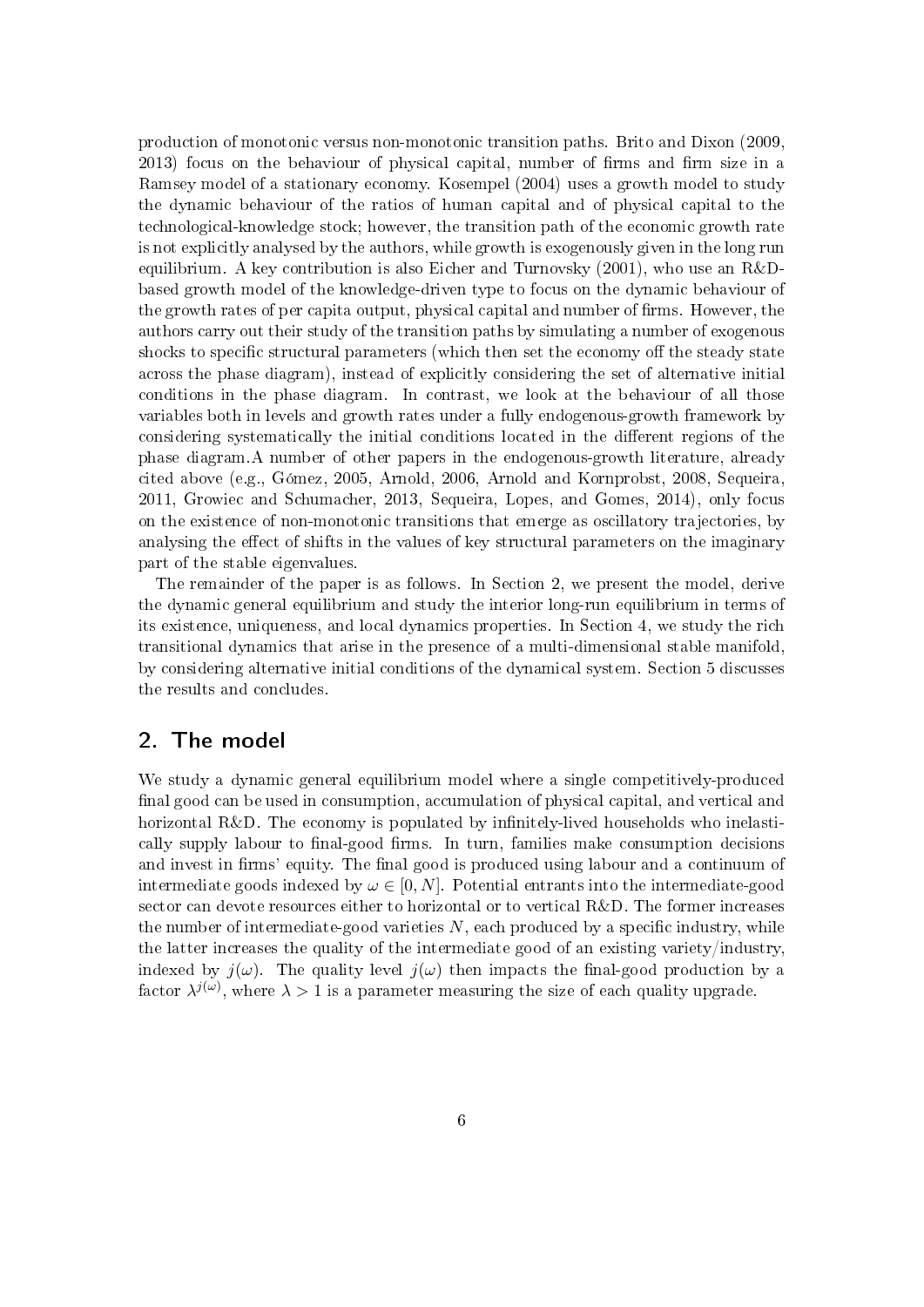production of monotonic versus non-monotonic transition paths. Brito and Dixon (2009, 2013) focus on the behaviour of physical capital, number of firms and firm size in a Ramsey model of a stationary economy. Kosempel (2004) uses a growth model to study the dynamic behaviour of the ratios of human capital and of physical capital to the technological-knowledge stock; however, the transition path of the economic growth rate is not explicitly analysed by the authors, while growth is exogenously given in the long run equilibrium. A key contribution is also Eicher and Turnovsky (2001), who use an R&D-based growth model of the knowledge-driven type to focus on the dynamic behaviour of the growth rates of per capita output, physical capital and number of firms. However, the authors carry out their study of the transition paths by simulating a number of exogenous shocks to specific structural parameters (which then set the economy off the steady state across the phase diagram), instead of explicitly considering the set of alternative initial conditions in the phase diagram. In contrast, we look at the behaviour of all those variables both in levels and growth rates under a fully endogenous-growth framework by considering systematically the initial conditions located in the different regions of the phase diagram.A number of other papers in the endogenous-growth literature, already cited above (e.g., Gómez, 2005, Arnold, 2006, Arnold and Kornprobst, 2008, Sequeira, 2011, Growiec and Schumacher, 2013, Sequeira, Lopes, and Gomes, 2014), only focus on the existence of non-monotonic transitions that emerge as oscillatory trajectories, by analysing the effect of shifts in the values of key structural parameters on the imaginary part of the stable eigenvalues.

The remainder of the paper is as follows. In Section 2, we present the model, derive the dynamic general equilibrium and study the interior long-run equilibrium in terms of its existence, uniqueness, and local dynamics properties. In Section 4, we study the rich transitional dynamics that arise in the presence of a multi-dimensional stable manifold, by considering alternative initial conditions of the dynamical system. Section 5 discusses the results and concludes.

## 2. The model

We study a dynamic general equilibrium model where a single competitively-produced final good can be used in consumption, accumulation of physical capital, and vertical and horizontal R&D. The economy is populated by infinitely-lived households who inelastically supply labour to final-good firms. In turn, families make consumption decisions and invest in firms' equity. The final good is produced using labour and a continuum of intermediate goods indexed by $\omega \in [0, N]$. Potential entrants into the intermediate-good sector can devote resources either to horizontal or to vertical R&D. The former increases the number of intermediate-good varieties $N$, each produced by a specific industry, while the latter increases the quality of the intermediate good of an existing variety/industry, indexed by $j(\omega)$. The quality level $j(\omega)$ then impacts the final-good production by a factor $\lambda^{j(\omega)}$, where $\lambda > 1$ is a parameter measuring the size of each quality upgrade.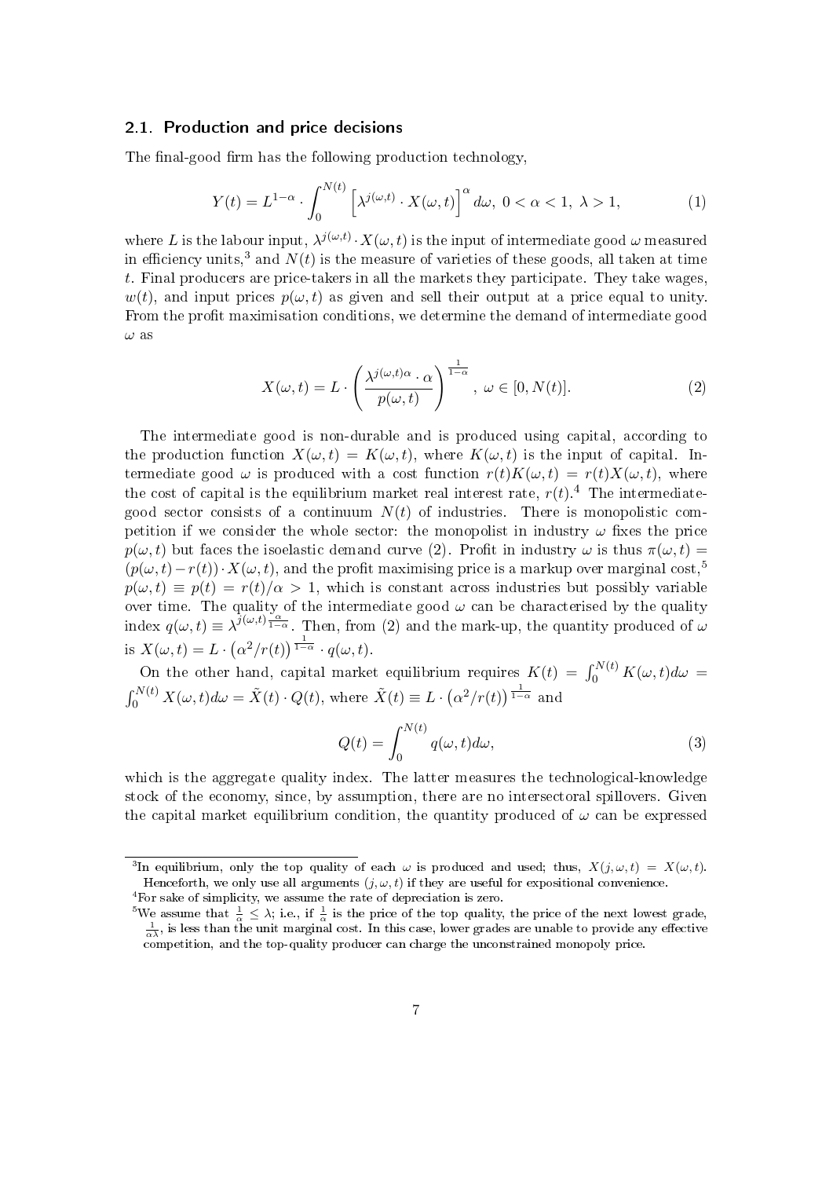### 2.1. Production and price decisions

The final-good firm has the following production technology,

$$Y(t) = L^{1-\alpha} \cdot \int_0^{N(t)} \left[\lambda^{j(\omega,t)} \cdot X(\omega,t)\right]^{\alpha} d\omega,\ 0<\alpha<1,\ \lambda>1, \tag{1}$$

where $L$ is the labour input, $\lambda^{j(\omega,t)} \cdot X(\omega,t)$ is the input of intermediate good $\omega$ measured in efficiency units,[3] and $N(t)$ is the measure of varieties of these goods, all taken at time $t$. Final producers are price-takers in all the markets they participate. They take wages, $w(t)$, and input prices $p(\omega,t)$ as given and sell their output at a price equal to unity. From the profit maximisation conditions, we determine the demand of intermediate good $\omega$ as

$$X(\omega,t) = L \cdot \left(\frac{\lambda^{j(\omega,t)\alpha} \cdot \alpha}{p(\omega,t)}\right)^{\frac{1}{1-\alpha}},\ \omega \in [0, N(t)]. \tag{2}$$

The intermediate good is non-durable and is produced using capital, according to the production function $X(\omega,t) = K(\omega,t)$, where $K(\omega,t)$ is the input of capital. Intermediate good $\omega$ is produced with a cost function $r(t)K(\omega,t) = r(t)X(\omega,t)$, where the cost of capital is the equilibrium market real interest rate, $r(t)$.[4] The intermediate-good sector consists of a continuum $N(t)$ of industries. There is monopolistic competition if we consider the whole sector: the monopolist in industry $\omega$ fixes the price $p(\omega,t)$ but faces the isoelastic demand curve (2). Profit in industry $\omega$ is thus $\pi(\omega,t) = (p(\omega,t) - r(t)) \cdot X(\omega,t)$, and the profit maximising price is a markup over marginal cost,[5] $p(\omega,t) \equiv p(t) = r(t)/\alpha > 1$, which is constant across industries but possibly variable over time. The quality of the intermediate good $\omega$ can be characterised by the quality index $q(\omega,t) \equiv \lambda^{j(\omega,t)\frac{\alpha}{1-\alpha}}$. Then, from (2) and the mark-up, the quantity produced of $\omega$ is $X(\omega,t) = L \cdot \left(\alpha^2/r(t)\right)^{\frac{1}{1-\alpha}} \cdot q(\omega,t)$.

On the other hand, capital market equilibrium requires $K(t) = \int_0^{N(t)} K(\omega,t)d\omega = \int_0^{N(t)} X(\omega,t)d\omega = \tilde{X}(t) \cdot Q(t)$, where $\tilde{X}(t) \equiv L \cdot \left(\alpha^2/r(t)\right)^{\frac{1}{1-\alpha}}$ and

$$Q(t) = \int_0^{N(t)} q(\omega,t)d\omega, \tag{3}$$

which is the aggregate quality index. The latter measures the technological-knowledge stock of the economy, since, by assumption, there are no intersectoral spillovers. Given the capital market equilibrium condition, the quantity produced of $\omega$ can be expressed

---

[3] In equilibrium, only the top quality of each $\omega$ is produced and used; thus, $X(j,\omega,t) = X(\omega,t)$. Henceforth, we only use all arguments $(j,\omega,t)$ if they are useful for expositional convenience.

[4] For sake of simplicity, we assume the rate of depreciation is zero.

[5] We assume that $\frac{1}{\alpha} \leq \lambda$; i.e., if $\frac{1}{\alpha}$ is the price of the top quality, the price of the next lowest grade, $\frac{1}{\alpha\lambda}$, is less than the unit marginal cost. In this case, lower grades are unable to provide any effective competition, and the top-quality producer can charge the unconstrained monopoly price.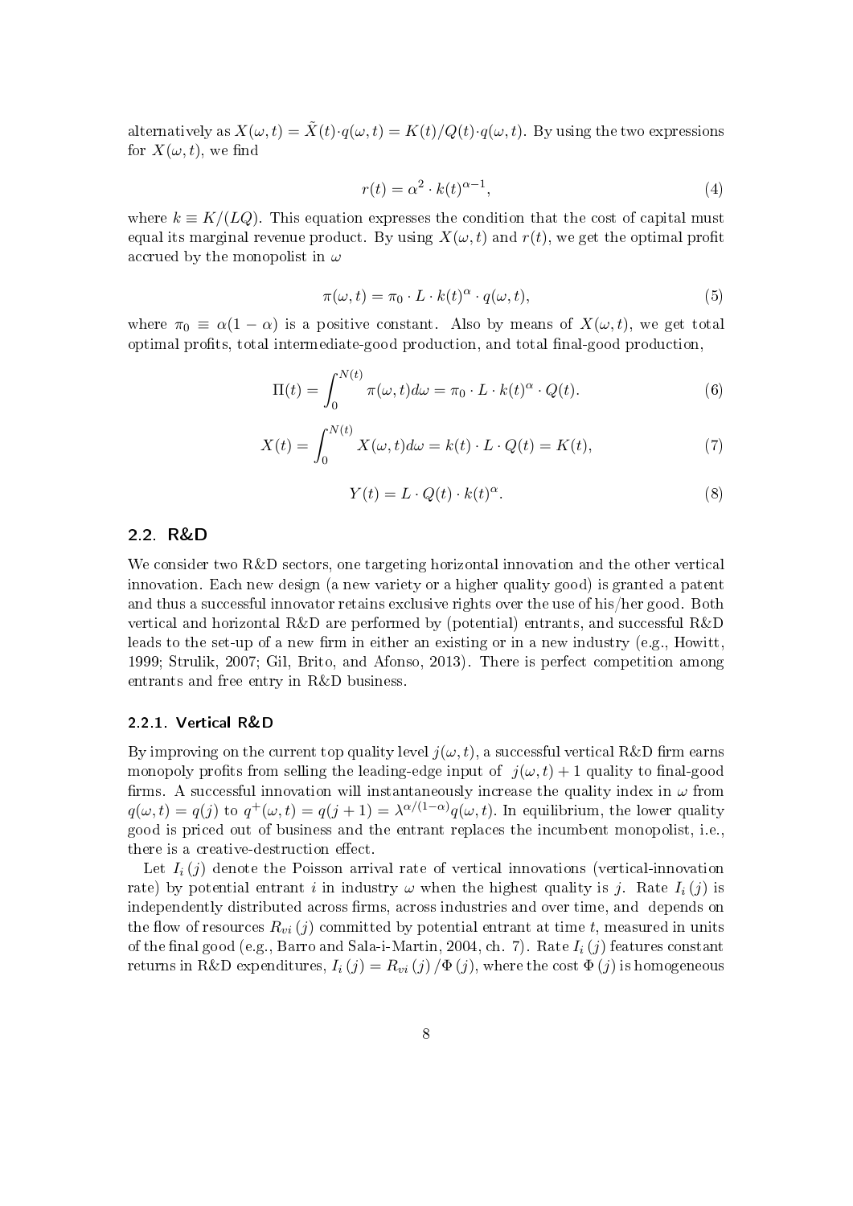alternatively as $X(\omega,t) = \tilde{X}(t) \cdot q(\omega,t) = K(t)/Q(t) \cdot q(\omega,t)$. By using the two expressions for $X(\omega,t)$, we find

$$r(t) = \alpha^2 \cdot k(t)^{\alpha-1}, \tag{4}$$

where $k \equiv K/(LQ)$. This equation expresses the condition that the cost of capital must equal its marginal revenue product. By using $X(\omega,t)$ and $r(t)$, we get the optimal profit accrued by the monopolist in $\omega$

$$\pi(\omega,t) = \pi_0 \cdot L \cdot k(t)^\alpha \cdot q(\omega,t), \tag{5}$$

where $\pi_0 \equiv \alpha(1-\alpha)$ is a positive constant. Also by means of $X(\omega,t)$, we get total optimal profits, total intermediate-good production, and total final-good production,

$$\Pi(t) = \int_0^{N(t)} \pi(\omega,t) d\omega = \pi_0 \cdot L \cdot k(t)^\alpha \cdot Q(t). \tag{6}$$

$$X(t) = \int_0^{N(t)} X(\omega,t) d\omega = k(t) \cdot L \cdot Q(t) = K(t), \tag{7}$$

$$Y(t) = L \cdot Q(t) \cdot k(t)^\alpha. \tag{8}$$

## 2.2. R&D

We consider two R&D sectors, one targeting horizontal innovation and the other vertical innovation. Each new design (a new variety or a higher quality good) is granted a patent and thus a successful innovator retains exclusive rights over the use of his/her good. Both vertical and horizontal R&D are performed by (potential) entrants, and successful R&D leads to the set-up of a new firm in either an existing or in a new industry (e.g., Howitt, 1999; Strulik, 2007; Gil, Brito, and Afonso, 2013). There is perfect competition among entrants and free entry in R&D business.

### 2.2.1. Vertical R&D

By improving on the current top quality level $j(\omega,t)$, a successful vertical R&D firm earns monopoly profits from selling the leading-edge input of $j(\omega,t)+1$ quality to final-good firms. A successful innovation will instantaneously increase the quality index in $\omega$ from $q(\omega,t) = q(j)$ to $q^+(\omega,t) = q(j+1) = \lambda^{\alpha/(1-\alpha)} q(\omega,t)$. In equilibrium, the lower quality good is priced out of business and the entrant replaces the incumbent monopolist, i.e., there is a creative-destruction effect.

Let $I_i(j)$ denote the Poisson arrival rate of vertical innovations (vertical-innovation rate) by potential entrant $i$ in industry $\omega$ when the highest quality is $j$. Rate $I_i(j)$ is independently distributed across firms, across industries and over time, and depends on the flow of resources $R_{vi}(j)$ committed by potential entrant at time $t$, measured in units of the final good (e.g., Barro and Sala-i-Martin, 2004, ch. 7). Rate $I_i(j)$ features constant returns in R&D expenditures, $I_i(j) = R_{vi}(j)/\Phi(j)$, where the cost $\Phi(j)$ is homogeneous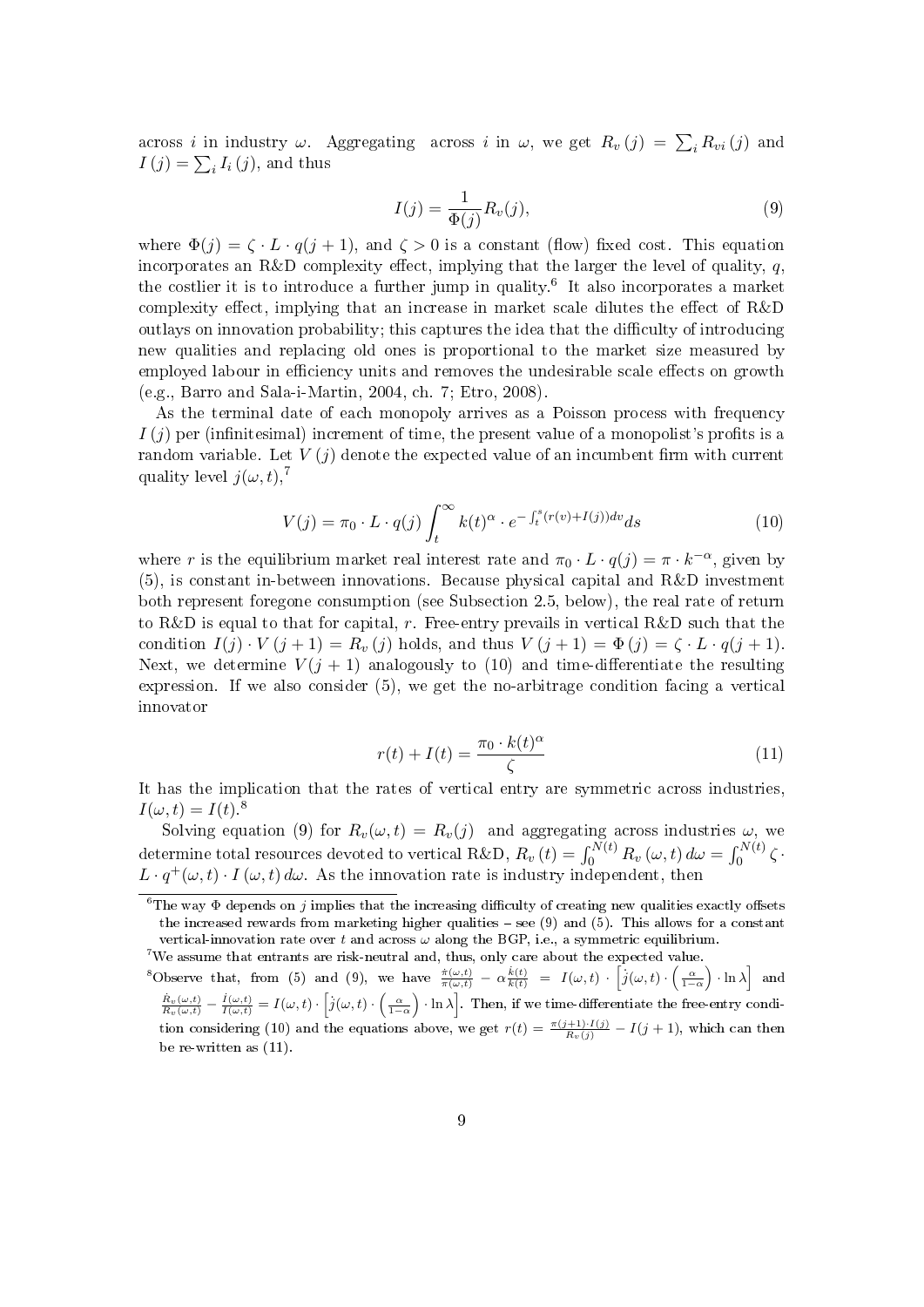across $i$ in industry $\omega$. Aggregating across $i$ in $\omega$, we get $R_v(j) = \sum_i R_{vi}(j)$ and $I(j) = \sum_i I_i(j)$, and thus

$$I(j) = \frac{1}{\Phi(j)} R_v(j), \tag{9}$$

where $\Phi(j) = \zeta \cdot L \cdot q(j+1)$, and $\zeta > 0$ is a constant (flow) fixed cost. This equation incorporates an R&D complexity effect, implying that the larger the level of quality, $q$, the costlier it is to introduce a further jump in quality.[6] It also incorporates a market complexity effect, implying that an increase in market scale dilutes the effect of R&D outlays on innovation probability; this captures the idea that the difficulty of introducing new qualities and replacing old ones is proportional to the market size measured by employed labour in efficiency units and removes the undesirable scale effects on growth (e.g., Barro and Sala-i-Martin, 2004, ch. 7; Etro, 2008).

As the terminal date of each monopoly arrives as a Poisson process with frequency $I(j)$ per (infinitesimal) increment of time, the present value of a monopolist's profits is a random variable. Let $V(j)$ denote the expected value of an incumbent firm with current quality level $j(\omega, t)$,[7]

$$V(j) = \pi_0 \cdot L \cdot q(j) \int_t^\infty k(t)^\alpha \cdot e^{-\int_t^s (r(v) + I(j))dv} ds \tag{10}$$

where $r$ is the equilibrium market real interest rate and $\pi_0 \cdot L \cdot q(j) = \pi \cdot k^{-\alpha}$, given by (5), is constant in-between innovations. Because physical capital and R&D investment both represent foregone consumption (see Subsection 2.5, below), the real rate of return to R&D is equal to that for capital, $r$. Free-entry prevails in vertical R&D such that the condition $I(j) \cdot V(j+1) = R_v(j)$ holds, and thus $V(j+1) = \Phi(j) = \zeta \cdot L \cdot q(j+1)$. Next, we determine $V(j+1)$ analogously to (10) and time-differentiate the resulting expression. If we also consider (5), we get the no-arbitrage condition facing a vertical innovator

$$r(t) + I(t) = \frac{\pi_0 \cdot k(t)^\alpha}{\zeta} \tag{11}$$

It has the implication that the rates of vertical entry are symmetric across industries, $I(\omega, t) = I(t)$.[8]

Solving equation (9) for $R_v(\omega, t) = R_v(j)$ and aggregating across industries $\omega$, we determine total resources devoted to vertical R&D, $R_v(t) = \int_0^{N(t)} R_v(\omega, t) \, d\omega = \int_0^{N(t)} \zeta \cdot L \cdot q^+(\omega, t) \cdot I(\omega, t) \, d\omega$. As the innovation rate is industry independent, then

---

[6] The way $\Phi$ depends on $j$ implies that the increasing difficulty of creating new qualities exactly offsets the increased rewards from marketing higher qualities – see (9) and (5). This allows for a constant vertical-innovation rate over $t$ and across $\omega$ along the BGP, i.e., a symmetric equilibrium.

[7] We assume that entrants are risk-neutral and, thus, only care about the expected value.

[8] Observe that, from (5) and (9), we have $\frac{\dot{\pi}(\omega,t)}{\pi(\omega,t)} - \alpha \frac{\dot{k}(t)}{k(t)} = I(\omega, t) \cdot \left[ \dot{j}(\omega, t) \cdot \left( \frac{\alpha}{1-\alpha} \right) \cdot \ln \lambda \right]$ and $\frac{\dot{R}_v(\omega,t)}{R_v(\omega,t)} - \frac{\dot{I}(\omega,t)}{I(\omega,t)} = I(\omega, t) \cdot \left[ \dot{j}(\omega, t) \cdot \left( \frac{\alpha}{1-\alpha} \right) \cdot \ln \lambda \right]$. Then, if we time-differentiate the free-entry condition considering (10) and the equations above, we get $r(t) = \frac{\pi(j+1) \cdot I(j)}{R_v(j)} - I(j+1)$, which can then be re-written as (11).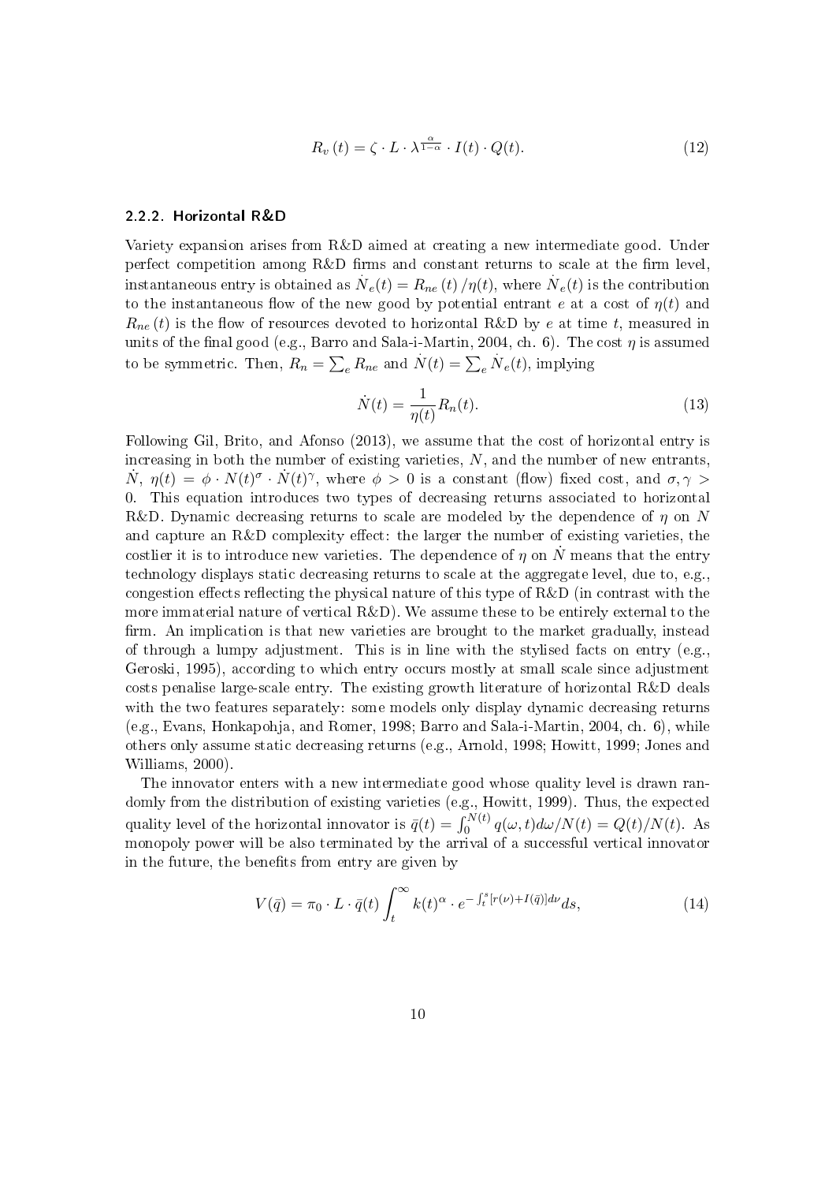$$R_v(t) = \zeta \cdot L \cdot \lambda^{\frac{\alpha}{1-\alpha}} \cdot I(t) \cdot Q(t). \tag{12}$$

### 2.2.2. Horizontal R&D

Variety expansion arises from R&D aimed at creating a new intermediate good. Under perfect competition among R&D firms and constant returns to scale at the firm level, instantaneous entry is obtained as $\dot{N}_e(t) = R_{ne}(t)/\eta(t)$, where $\dot{N}_e(t)$ is the contribution to the instantaneous flow of the new good by potential entrant $e$ at a cost of $\eta(t)$ and $R_{ne}(t)$ is the flow of resources devoted to horizontal R&D by $e$ at time $t$, measured in units of the final good (e.g., Barro and Sala-i-Martin, 2004, ch. 6). The cost $\eta$ is assumed to be symmetric. Then, $R_n = \sum_e R_{ne}$ and $\dot{N}(t) = \sum_e \dot{N}_e(t)$, implying

$$\dot{N}(t) = \frac{1}{\eta(t)} R_n(t). \tag{13}$$

Following Gil, Brito, and Afonso (2013), we assume that the cost of horizontal entry is increasing in both the number of existing varieties, $N$, and the number of new entrants, $\dot{N}$, $\eta(t) = \phi \cdot N(t)^{\sigma} \cdot \dot{N}(t)^{\gamma}$, where $\phi > 0$ is a constant (flow) fixed cost, and $\sigma, \gamma > 0$. This equation introduces two types of decreasing returns associated to horizontal R&D. Dynamic decreasing returns to scale are modeled by the dependence of $\eta$ on $N$ and capture an R&D complexity effect: the larger the number of existing varieties, the costlier it is to introduce new varieties. The dependence of $\eta$ on $\dot{N}$ means that the entry technology displays static decreasing returns to scale at the aggregate level, due to, e.g., congestion effects reflecting the physical nature of this type of R&D (in contrast with the more immaterial nature of vertical R&D). We assume these to be entirely external to the firm. An implication is that new varieties are brought to the market gradually, instead of through a lumpy adjustment. This is in line with the stylised facts on entry (e.g., Geroski, 1995), according to which entry occurs mostly at small scale since adjustment costs penalise large-scale entry. The existing growth literature of horizontal R&D deals with the two features separately: some models only display dynamic decreasing returns (e.g., Evans, Honkapohja, and Romer, 1998; Barro and Sala-i-Martin, 2004, ch. 6), while others only assume static decreasing returns (e.g., Arnold, 1998; Howitt, 1999; Jones and Williams, 2000).

The innovator enters with a new intermediate good whose quality level is drawn randomly from the distribution of existing varieties (e.g., Howitt, 1999). Thus, the expected quality level of the horizontal innovator is $\bar{q}(t) = \int_0^{N(t)} q(\omega, t) d\omega / N(t) = Q(t)/N(t)$. As monopoly power will be also terminated by the arrival of a successful vertical innovator in the future, the benefits from entry are given by

$$V(\bar{q}) = \pi_0 \cdot L \cdot \bar{q}(t) \int_t^{\infty} k(t)^{\alpha} \cdot e^{-\int_t^s [r(\nu) + I(\bar{q})] d\nu} ds, \tag{14}$$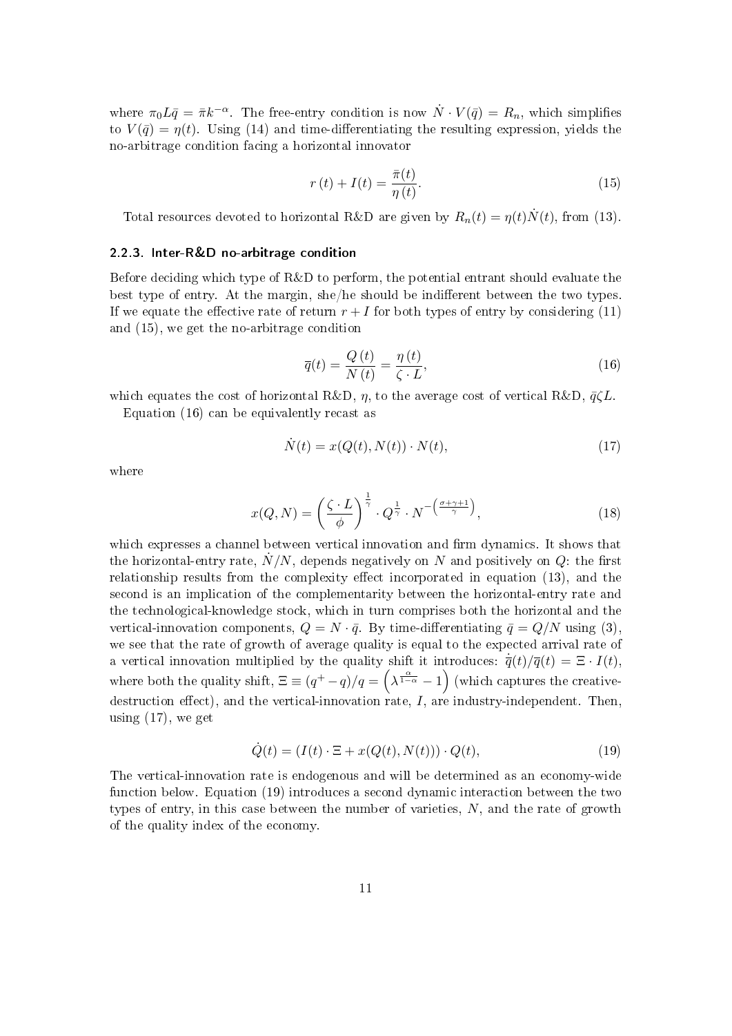where $\pi_0 L\bar{q} = \bar{\pi}k^{-\alpha}$. The free-entry condition is now $\dot{N} \cdot V(\bar{q}) = R_n$, which simplifies to $V(\bar{q}) = \eta(t)$. Using (14) and time-differentiating the resulting expression, yields the no-arbitrage condition facing a horizontal innovator

$$r(t) + I(t) = \frac{\bar{\pi}(t)}{\eta(t)}. \tag{15}$$

Total resources devoted to horizontal R&D are given by $R_n(t) = \eta(t)\dot{N}(t)$, from (13).

### 2.2.3. Inter-R&D no-arbitrage condition

Before deciding which type of R&D to perform, the potential entrant should evaluate the best type of entry. At the margin, she/he should be indifferent between the two types. If we equate the effective rate of return $r + I$ for both types of entry by considering (11) and (15), we get the no-arbitrage condition

$$\bar{q}(t) = \frac{Q(t)}{N(t)} = \frac{\eta(t)}{\zeta \cdot L}, \tag{16}$$

which equates the cost of horizontal R&D, $\eta$, to the average cost of vertical R&D, $\bar{q}\zeta L$.

Equation (16) can be equivalently recast as

$$\dot{N}(t) = x(Q(t), N(t)) \cdot N(t), \tag{17}$$

where

$$x(Q, N) = \left(\frac{\zeta \cdot L}{\phi}\right)^{\frac{1}{\gamma}} \cdot Q^{\frac{1}{\gamma}} \cdot N^{-\left(\frac{\sigma+\gamma+1}{\gamma}\right)}, \tag{18}$$

which expresses a channel between vertical innovation and firm dynamics. It shows that the horizontal-entry rate, $\dot{N}/N$, depends negatively on $N$ and positively on $Q$: the first relationship results from the complexity effect incorporated in equation (13), and the second is an implication of the complementarity between the horizontal-entry rate and the technological-knowledge stock, which in turn comprises both the horizontal and the vertical-innovation components, $Q = N \cdot \bar{q}$. By time-differentiating $\bar{q} = Q/N$ using (3), we see that the rate of growth of average quality is equal to the expected arrival rate of a vertical innovation multiplied by the quality shift it introduces: $\dot{\bar{q}}(t)/\bar{q}(t) = \Xi \cdot I(t)$, where both the quality shift, $\Xi \equiv (q^+ - q)/q = \left(\lambda^{\frac{\alpha}{1-\alpha}} - 1\right)$ (which captures the creative-destruction effect), and the vertical-innovation rate, $I$, are industry-independent. Then, using (17), we get

$$\dot{Q}(t) = (I(t) \cdot \Xi + x(Q(t), N(t))) \cdot Q(t), \tag{19}$$

The vertical-innovation rate is endogenous and will be determined as an economy-wide function below. Equation (19) introduces a second dynamic interaction between the two types of entry, in this case between the number of varieties, $N$, and the rate of growth of the quality index of the economy.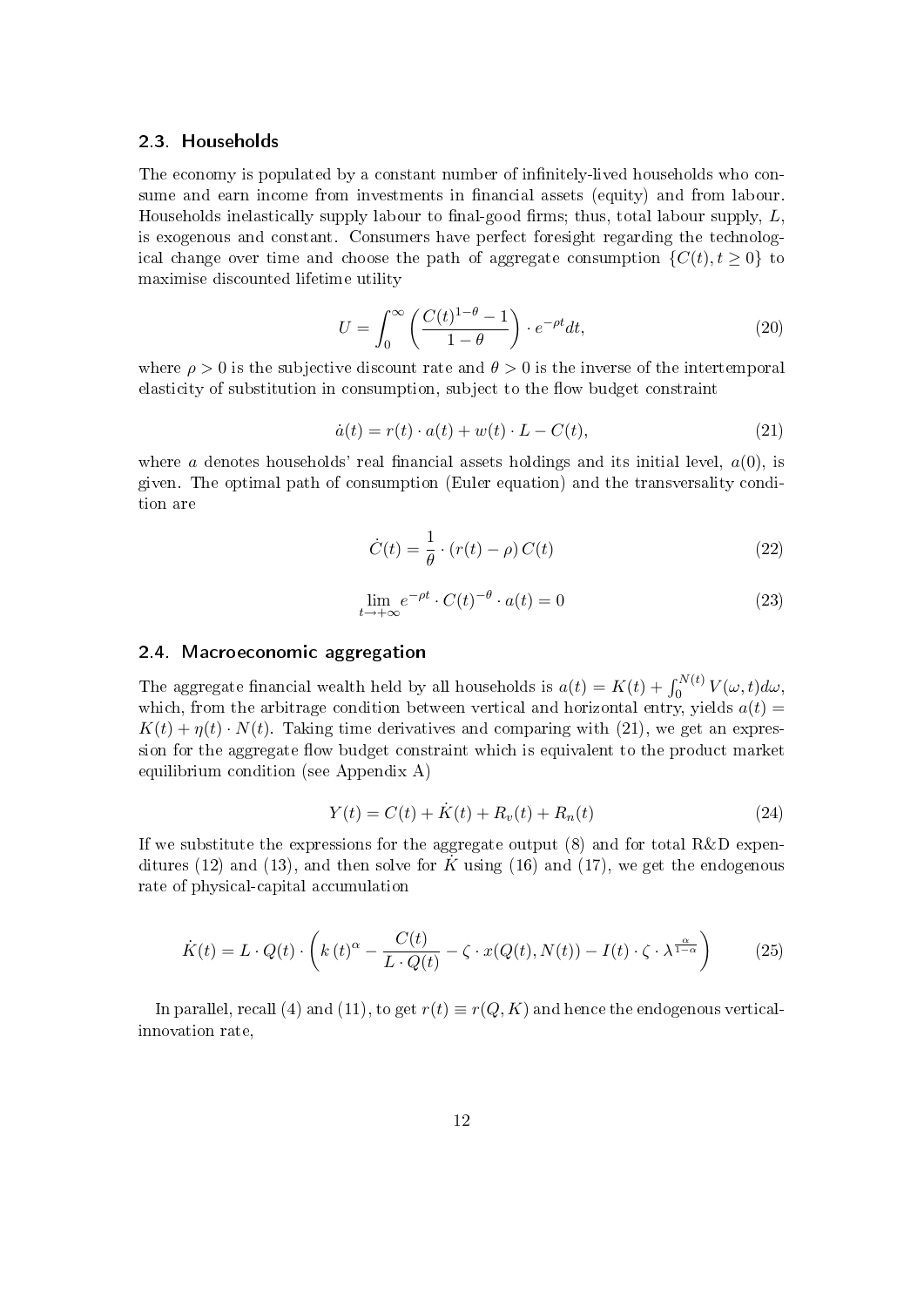### 2.3. Households

The economy is populated by a constant number of infinitely-lived households who consume and earn income from investments in financial assets (equity) and from labour. Households inelastically supply labour to final-good firms; thus, total labour supply, $L$, is exogenous and constant. Consumers have perfect foresight regarding the technological change over time and choose the path of aggregate consumption $\{C(t), t \geq 0\}$ to maximise discounted lifetime utility

$$U = \int_0^{\infty} \left( \frac{C(t)^{1-\theta} - 1}{1-\theta} \right) \cdot e^{-\rho t} dt, \tag{20}$$

where $\rho > 0$ is the subjective discount rate and $\theta > 0$ is the inverse of the intertemporal elasticity of substitution in consumption, subject to the flow budget constraint

$$\dot{a}(t) = r(t) \cdot a(t) + w(t) \cdot L - C(t), \tag{21}$$

where $a$ denotes households' real financial assets holdings and its initial level, $a(0)$, is given. The optimal path of consumption (Euler equation) and the transversality condition are

$$\dot{C}(t) = \frac{1}{\theta} \cdot (r(t) - \rho) \, C(t) \tag{22}$$

$$\lim_{t \to +\infty} e^{-\rho t} \cdot C(t)^{-\theta} \cdot a(t) = 0 \tag{23}$$

### 2.4. Macroeconomic aggregation

The aggregate financial wealth held by all households is $a(t) = K(t) + \int_0^{N(t)} V(\omega, t) d\omega$, which, from the arbitrage condition between vertical and horizontal entry, yields $a(t) = K(t) + \eta(t) \cdot N(t)$. Taking time derivatives and comparing with (21), we get an expression for the aggregate flow budget constraint which is equivalent to the product market equilibrium condition (see Appendix A)

$$Y(t) = C(t) + \dot{K}(t) + R_v(t) + R_n(t) \tag{24}$$

If we substitute the expressions for the aggregate output (8) and for total R&D expenditures (12) and (13), and then solve for $\dot{K}$ using (16) and (17), we get the endogenous rate of physical-capital accumulation

$$\dot{K}(t) = L \cdot Q(t) \cdot \left( k(t)^{\alpha} - \frac{C(t)}{L \cdot Q(t)} - \zeta \cdot x(Q(t), N(t)) - I(t) \cdot \zeta \cdot \lambda^{\frac{\alpha}{1-\alpha}} \right) \tag{25}$$

In parallel, recall (4) and (11), to get $r(t) \equiv r(Q, K)$ and hence the endogenous vertical-innovation rate,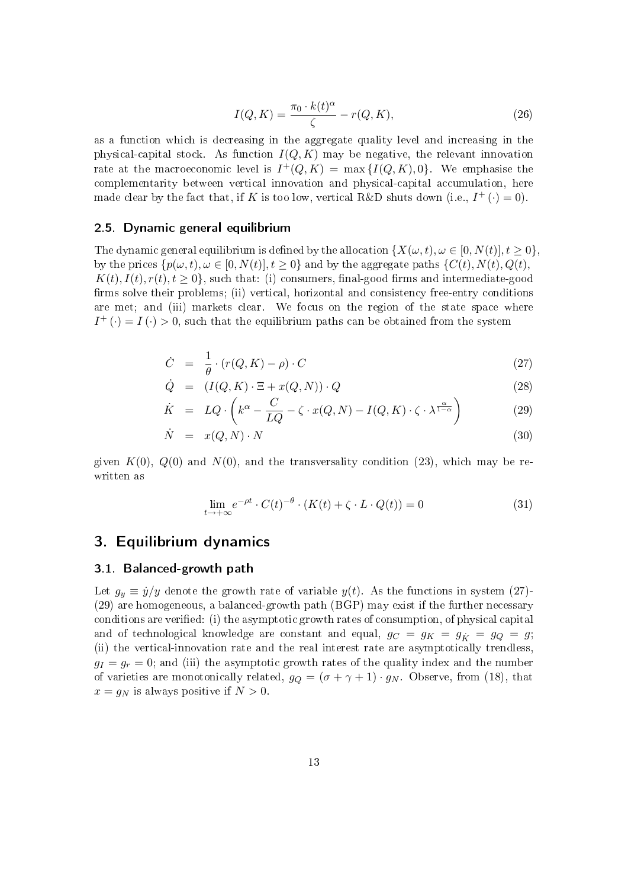$$I(Q, K) = \frac{\pi_0 \cdot k(t)^{\alpha}}{\zeta} - r(Q, K), \tag{26}$$

as a function which is decreasing in the aggregate quality level and increasing in the physical-capital stock. As function $I(Q, K)$ may be negative, the relevant innovation rate at the macroeconomic level is $I^{+}(Q, K) = \max\{I(Q, K), 0\}$. We emphasise the complementarity between vertical innovation and physical-capital accumulation, here made clear by the fact that, if $K$ is too low, vertical R&D shuts down (i.e., $I^{+}(\cdot) = 0$).

### 2.5. Dynamic general equilibrium

The dynamic general equilibrium is defined by the allocation $\{X(\omega, t), \omega \in [0, N(t)], t \geq 0\}$, by the prices $\{p(\omega, t), \omega \in [0, N(t)], t \geq 0\}$ and by the aggregate paths $\{C(t), N(t), Q(t), K(t), I(t), r(t), t \geq 0\}$, such that: (i) consumers, final-good firms and intermediate-good firms solve their problems; (ii) vertical, horizontal and consistency free-entry conditions are met; and (iii) markets clear. We focus on the region of the state space where $I^{+}(\cdot) = I(\cdot) > 0$, such that the equilibrium paths can be obtained from the system

$$\dot{C} = \frac{1}{\theta} \cdot (r(Q, K) - \rho) \cdot C \tag{27}$$

$$\dot{Q} = (I(Q, K) \cdot \Xi + x(Q, N)) \cdot Q \tag{28}$$

$$\dot{K} = LQ \cdot \left( k^{\alpha} - \frac{C}{LQ} - \zeta \cdot x(Q, N) - I(Q, K) \cdot \zeta \cdot \lambda^{\frac{\alpha}{1-\alpha}} \right) \tag{29}$$

$$\dot{N} = x(Q, N) \cdot N \tag{30}$$

given $K(0)$, $Q(0)$ and $N(0)$, and the transversality condition (23), which may be re-written as

$$\lim_{t \to +\infty} e^{-\rho t} \cdot C(t)^{-\theta} \cdot (K(t) + \zeta \cdot L \cdot Q(t)) = 0 \tag{31}$$

## 3. Equilibrium dynamics

### 3.1. Balanced-growth path

Let $g_y \equiv \dot{y}/y$ denote the growth rate of variable $y(t)$. As the functions in system (27)-(29) are homogeneous, a balanced-growth path (BGP) may exist if the further necessary conditions are verified: (i) the asymptotic growth rates of consumption, of physical capital and of technological knowledge are constant and equal, $g_C = g_K = g_{\dot{K}} = g_Q = g$; (ii) the vertical-innovation rate and the real interest rate are asymptotically trendless, $g_I = g_r = 0$; and (iii) the asymptotic growth rates of the quality index and the number of varieties are monotonically related, $g_Q = (\sigma + \gamma + 1) \cdot g_N$. Observe, from (18), that $x = g_N$ is always positive if $N > 0$.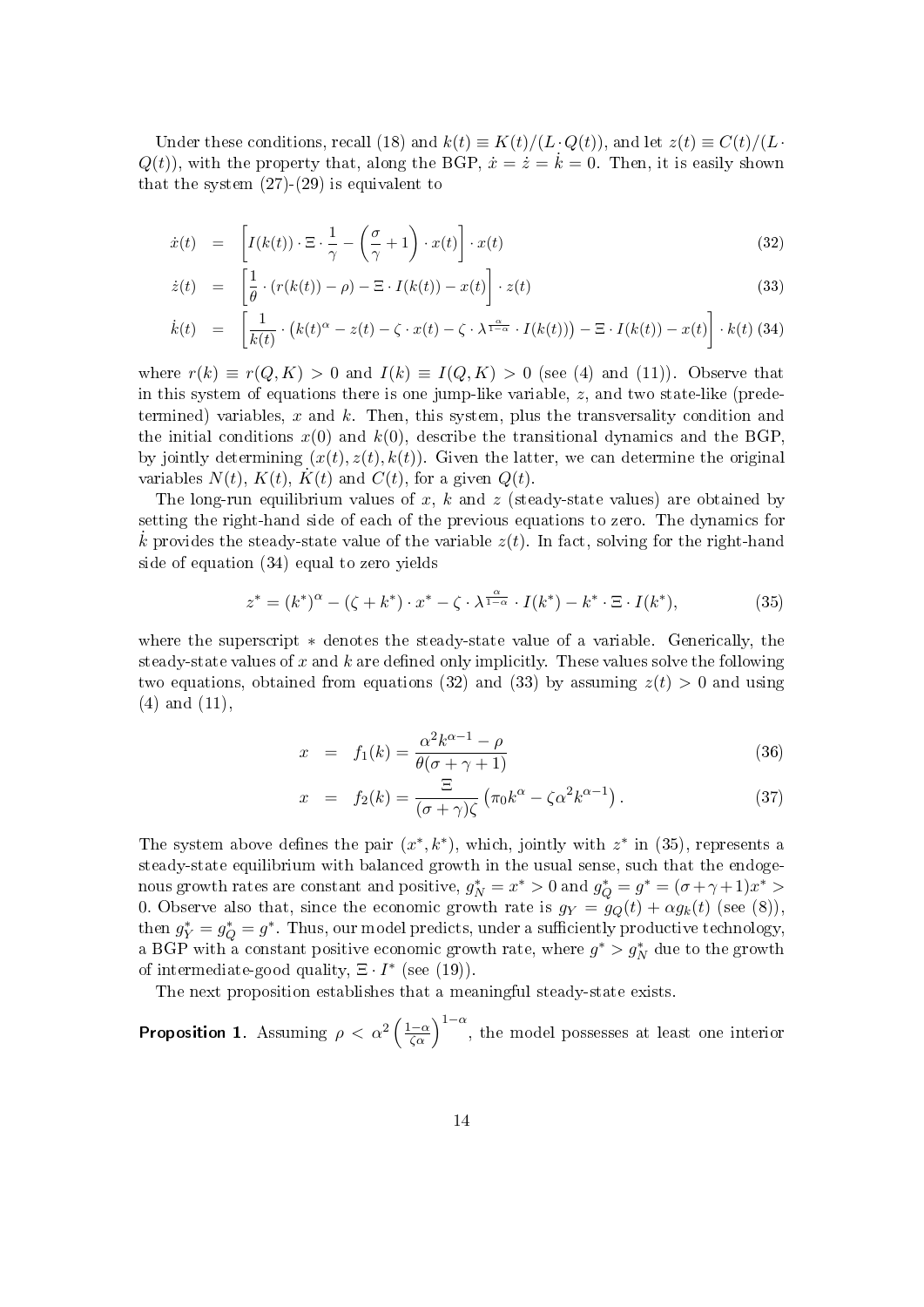Under these conditions, recall (18) and $k(t) \equiv K(t)/(L \cdot Q(t))$, and let $z(t) \equiv C(t)/(L \cdot Q(t))$, with the property that, along the BGP, $\dot{x} = \dot{z} = \dot{k} = 0$. Then, it is easily shown that the system (27)-(29) is equivalent to

$$\dot{x}(t) = \left[ I(k(t)) \cdot \Xi \cdot \frac{1}{\gamma} - \left( \frac{\sigma}{\gamma} + 1 \right) \cdot x(t) \right] \cdot x(t) \tag{32}$$

$$\dot{z}(t) = \left[ \frac{1}{\theta} \cdot (r(k(t)) - \rho) - \Xi \cdot I(k(t)) - x(t) \right] \cdot z(t) \tag{33}$$

$$\dot{k}(t) = \left[ \frac{1}{k(t)} \cdot \left( k(t)^{\alpha} - z(t) - \zeta \cdot x(t) - \zeta \cdot \lambda^{\frac{\alpha}{1-\alpha}} \cdot I(k(t)) \right) - \Xi \cdot I(k(t)) - x(t) \right] \cdot k(t) \tag{34}$$

where $r(k) \equiv r(Q, K) > 0$ and $I(k) \equiv I(Q, K) > 0$ (see (4) and (11)). Observe that in this system of equations there is one jump-like variable, $z$, and two state-like (predetermined) variables, $x$ and $k$. Then, this system, plus the transversality condition and the initial conditions $x(0)$ and $k(0)$, describe the transitional dynamics and the BGP, by jointly determining $(x(t), z(t), k(t))$. Given the latter, we can determine the original variables $N(t)$, $K(t)$, $\dot{K}(t)$ and $C(t)$, for a given $Q(t)$.

The long-run equilibrium values of $x$, $k$ and $z$ (steady-state values) are obtained by setting the right-hand side of each of the previous equations to zero. The dynamics for $\dot{k}$ provides the steady-state value of the variable $z(t)$. In fact, solving for the right-hand side of equation (34) equal to zero yields

$$z^* = (k^*)^{\alpha} - (\zeta + k^*) \cdot x^* - \zeta \cdot \lambda^{\frac{\alpha}{1-\alpha}} \cdot I(k^*) - k^* \cdot \Xi \cdot I(k^*), \tag{35}$$

where the superscript $*$ denotes the steady-state value of a variable. Generically, the steady-state values of $x$ and $k$ are defined only implicitly. These values solve the following two equations, obtained from equations (32) and (33) by assuming $z(t) > 0$ and using (4) and (11),

$$x = f_1(k) = \frac{\alpha^2 k^{\alpha-1} - \rho}{\theta(\sigma + \gamma + 1)} \tag{36}$$

$$x = f_2(k) = \frac{\Xi}{(\sigma + \gamma)\zeta} \left( \pi_0 k^{\alpha} - \zeta \alpha^2 k^{\alpha-1} \right). \tag{37}$$

The system above defines the pair $(x^*, k^*)$, which, jointly with $z^*$ in (35), represents a steady-state equilibrium with balanced growth in the usual sense, such that the endogenous growth rates are constant and positive, $g_N^* = x^* > 0$ and $g_Q^* = g^* = (\sigma + \gamma + 1)x^* > 0$. Observe also that, since the economic growth rate is $g_Y = g_Q(t) + \alpha g_k(t)$ (see (8)), then $g_Y^* = g_Q^* = g^*$. Thus, our model predicts, under a sufficiently productive technology, a BGP with a constant positive economic growth rate, where $g^* > g_N^*$ due to the growth of intermediate-good quality, $\Xi \cdot I^*$ (see (19)).

The next proposition establishes that a meaningful steady-state exists.

**Proposition 1.** Assuming $\rho < \alpha^2 \left( \frac{1-\alpha}{\zeta \alpha} \right)^{1-\alpha}$, the model possesses at least one interior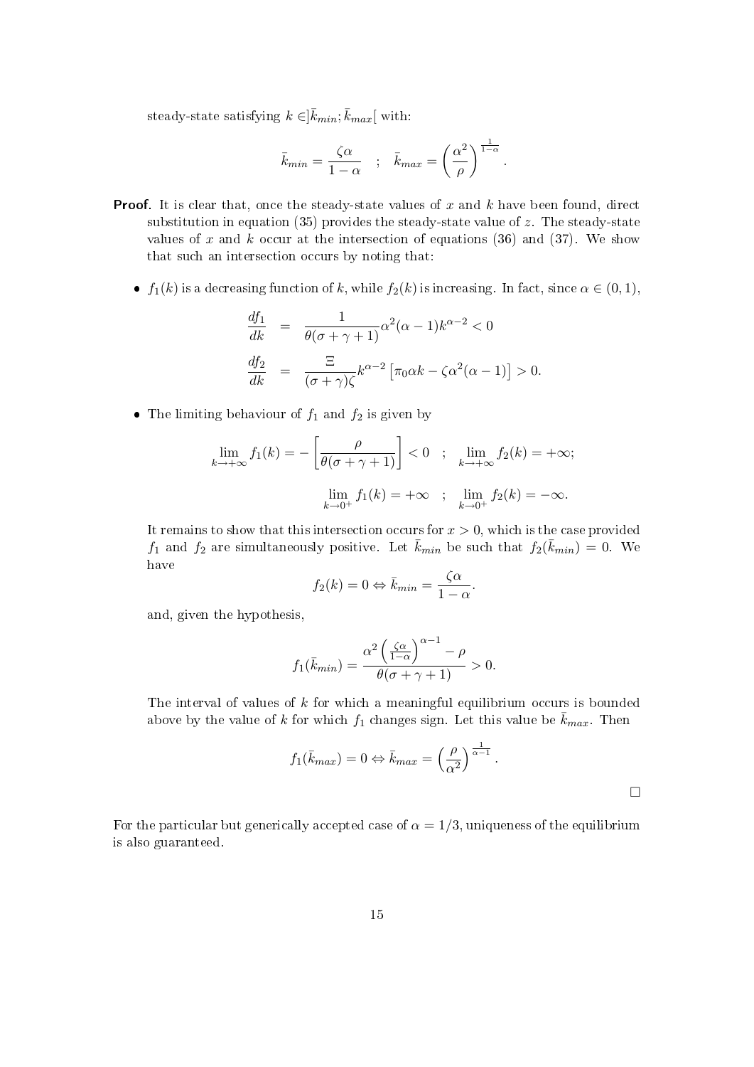steady-state satisfying $k \in ]\bar{k}_{min}; \bar{k}_{max}[$ with:

$$\bar{k}_{min} = \frac{\zeta\alpha}{1-\alpha} \quad ; \quad \bar{k}_{max} = \left(\frac{\alpha^2}{\rho}\right)^{\frac{1}{1-\alpha}}.$$

**Proof.** It is clear that, once the steady-state values of $x$ and $k$ have been found, direct substitution in equation (35) provides the steady-state value of $z$. The steady-state values of $x$ and $k$ occur at the intersection of equations (36) and (37). We show that such an intersection occurs by noting that:

- $f_1(k)$ is a decreasing function of $k$, while $f_2(k)$ is increasing. In fact, since $\alpha \in (0,1)$,

$$\begin{aligned}
\frac{df_1}{dk} &= \frac{1}{\theta(\sigma+\gamma+1)}\alpha^2(\alpha-1)k^{\alpha-2} < 0 \\
\frac{df_2}{dk} &= \frac{\Xi}{(\sigma+\gamma)\zeta}k^{\alpha-2}\left[\pi_0\alpha k - \zeta\alpha^2(\alpha-1)\right] > 0.
\end{aligned}$$

- The limiting behaviour of $f_1$ and $f_2$ is given by

$$\lim_{k\to+\infty} f_1(k) = -\left[\frac{\rho}{\theta(\sigma+\gamma+1)}\right] < 0 \quad ; \quad \lim_{k\to+\infty} f_2(k) = +\infty;$$

$$\lim_{k\to 0^+} f_1(k) = +\infty \quad ; \quad \lim_{k\to 0^+} f_2(k) = -\infty.$$

It remains to show that this intersection occurs for $x > 0$, which is the case provided $f_1$ and $f_2$ are simultaneously positive. Let $\bar{k}_{min}$ be such that $f_2(\bar{k}_{min}) = 0$. We have

$$f_2(k) = 0 \Leftrightarrow \bar{k}_{min} = \frac{\zeta\alpha}{1-\alpha}.$$

and, given the hypothesis,

$$f_1(\bar{k}_{min}) = \frac{\alpha^2\left(\frac{\zeta\alpha}{1-\alpha}\right)^{\alpha-1} - \rho}{\theta(\sigma+\gamma+1)} > 0.$$

The interval of values of $k$ for which a meaningful equilibrium occurs is bounded above by the value of $k$ for which $f_1$ changes sign. Let this value be $\bar{k}_{max}$. Then

$$f_1(\bar{k}_{max}) = 0 \Leftrightarrow \bar{k}_{max} = \left(\frac{\rho}{\alpha^2}\right)^{\frac{1}{\alpha-1}}.$$

□

For the particular but generically accepted case of $\alpha = 1/3$, uniqueness of the equilibrium is also guaranteed.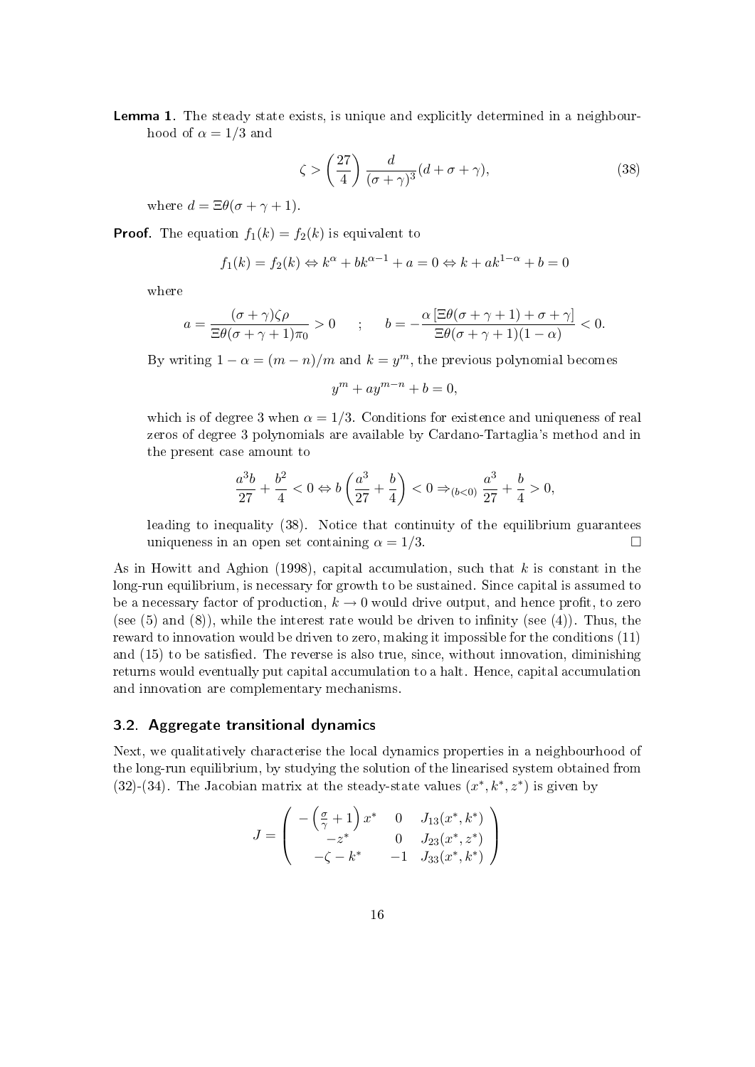**Lemma 1.** The steady state exists, is unique and explicitly determined in a neighbourhood of $\alpha = 1/3$ and

$$\zeta > \left(\frac{27}{4}\right) \frac{d}{(\sigma+\gamma)^3}(d+\sigma+\gamma), \tag{38}$$

where $d = \Xi\theta(\sigma+\gamma+1)$.

**Proof.** The equation $f_1(k) = f_2(k)$ is equivalent to

$$f_1(k) = f_2(k) \Leftrightarrow k^\alpha + bk^{\alpha-1} + a = 0 \Leftrightarrow k + ak^{1-\alpha} + b = 0$$

where

$$a = \frac{(\sigma+\gamma)\zeta\rho}{\Xi\theta(\sigma+\gamma+1)\pi_0} > 0 \quad ; \quad b = -\frac{\alpha\left[\Xi\theta(\sigma+\gamma+1)+\sigma+\gamma\right]}{\Xi\theta(\sigma+\gamma+1)(1-\alpha)} < 0.$$

By writing $1-\alpha = (m-n)/m$ and $k = y^m$, the previous polynomial becomes

$$y^m + ay^{m-n} + b = 0,$$

which is of degree 3 when $\alpha = 1/3$. Conditions for existence and uniqueness of real zeros of degree 3 polynomials are available by Cardano-Tartaglia's method and in the present case amount to

$$\frac{a^3 b}{27} + \frac{b^2}{4} < 0 \Leftrightarrow b\left(\frac{a^3}{27} + \frac{b}{4}\right) < 0 \Rightarrow_{(b<0)} \frac{a^3}{27} + \frac{b}{4} > 0,$$

leading to inequality (38). Notice that continuity of the equilibrium guarantees uniqueness in an open set containing $\alpha = 1/3$. □

As in Howitt and Aghion (1998), capital accumulation, such that $k$ is constant in the long-run equilibrium, is necessary for growth to be sustained. Since capital is assumed to be a necessary factor of production, $k \to 0$ would drive output, and hence profit, to zero (see (5) and (8)), while the interest rate would be driven to infinity (see (4)). Thus, the reward to innovation would be driven to zero, making it impossible for the conditions (11) and (15) to be satisfied. The reverse is also true, since, without innovation, diminishing returns would eventually put capital accumulation to a halt. Hence, capital accumulation and innovation are complementary mechanisms.

## 3.2. Aggregate transitional dynamics

Next, we qualitatively characterise the local dynamics properties in a neighbourhood of the long-run equilibrium, by studying the solution of the linearised system obtained from (32)-(34). The Jacobian matrix at the steady-state values $(x^*, k^*, z^*)$ is given by

$$J = \begin{pmatrix} -\left(\frac{\sigma}{\gamma}+1\right)x^* & 0 & J_{13}(x^*, k^*) \\ -z^* & 0 & J_{23}(x^*, z^*) \\ -\zeta - k^* & -1 & J_{33}(x^*, k^*) \end{pmatrix}$$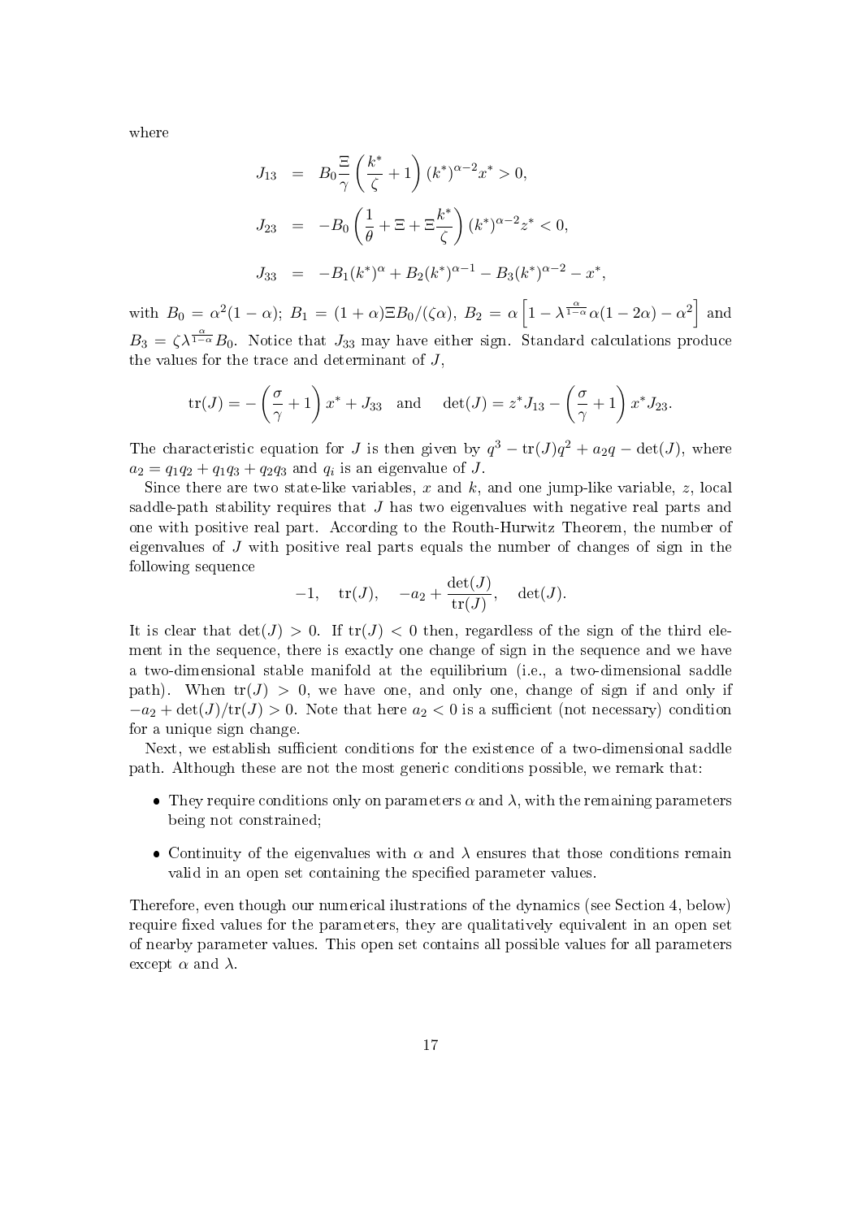where

$$
\begin{aligned}
J_{13} &= B_0 \frac{\Xi}{\gamma} \left( \frac{k^*}{\zeta} + 1 \right) (k^*)^{\alpha-2} x^* > 0, \\
J_{23} &= -B_0 \left( \frac{1}{\theta} + \Xi + \Xi \frac{k^*}{\zeta} \right) (k^*)^{\alpha-2} z^* < 0, \\
J_{33} &= -B_1 (k^*)^{\alpha} + B_2 (k^*)^{\alpha-1} - B_3 (k^*)^{\alpha-2} - x^*,
\end{aligned}
$$

with $B_0 = \alpha^2(1-\alpha)$; $B_1 = (1+\alpha)\Xi B_0/(\zeta\alpha)$, $B_2 = \alpha\left[1 - \lambda^{\frac{\alpha}{1-\alpha}}\alpha(1-2\alpha) - \alpha^2\right]$ and $B_3 = \zeta\lambda^{\frac{\alpha}{1-\alpha}} B_0$. Notice that $J_{33}$ may have either sign. Standard calculations produce the values for the trace and determinant of $J$,

$$
\operatorname{tr}(J) = -\left(\frac{\sigma}{\gamma} + 1\right) x^* + J_{33} \quad \text{and} \quad \det(J) = z^* J_{13} - \left(\frac{\sigma}{\gamma} + 1\right) x^* J_{23}.
$$

The characteristic equation for $J$ is then given by $q^3 - \operatorname{tr}(J)q^2 + a_2 q - \det(J)$, where $a_2 = q_1 q_2 + q_1 q_3 + q_2 q_3$ and $q_i$ is an eigenvalue of $J$.

Since there are two state-like variables, $x$ and $k$, and one jump-like variable, $z$, local saddle-path stability requires that $J$ has two eigenvalues with negative real parts and one with positive real part. According to the Routh-Hurwitz Theorem, the number of eigenvalues of $J$ with positive real parts equals the number of changes of sign in the following sequence

$$
-1, \quad \operatorname{tr}(J), \quad -a_2 + \frac{\det(J)}{\operatorname{tr}(J)}, \quad \det(J).
$$

It is clear that $\det(J) > 0$. If $\operatorname{tr}(J) < 0$ then, regardless of the sign of the third element in the sequence, there is exactly one change of sign in the sequence and we have a two-dimensional stable manifold at the equilibrium (i.e., a two-dimensional saddle path). When $\operatorname{tr}(J) > 0$, we have one, and only one, change of sign if and only if $-a_2 + \det(J)/\operatorname{tr}(J) > 0$. Note that here $a_2 < 0$ is a sufficient (not necessary) condition for a unique sign change.

Next, we establish sufficient conditions for the existence of a two-dimensional saddle path. Although these are not the most generic conditions possible, we remark that:

- They require conditions only on parameters $\alpha$ and $\lambda$, with the remaining parameters being not constrained;
- Continuity of the eigenvalues with $\alpha$ and $\lambda$ ensures that those conditions remain valid in an open set containing the specified parameter values.

Therefore, even though our numerical ilustrations of the dynamics (see Section 4, below) require fixed values for the parameters, they are qualitatively equivalent in an open set of nearby parameter values. This open set contains all possible values for all parameters except $\alpha$ and $\lambda$.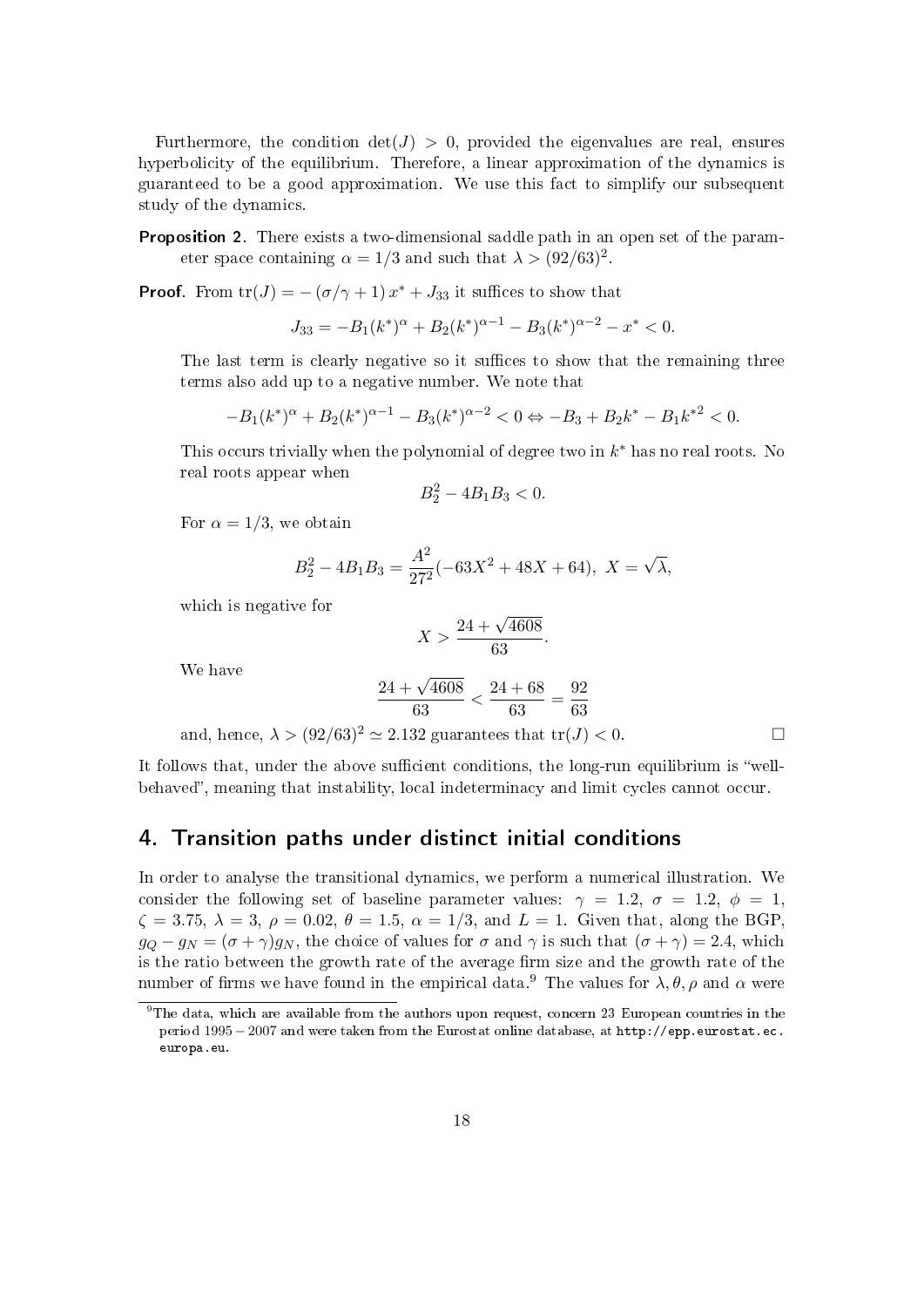Furthermore, the condition $\det(J) > 0$, provided the eigenvalues are real, ensures hyperbolicity of the equilibrium. Therefore, a linear approximation of the dynamics is guaranteed to be a good approximation. We use this fact to simplify our subsequent study of the dynamics.

**Proposition 2.** There exists a two-dimensional saddle path in an open set of the parameter space containing $\alpha = 1/3$ and such that $\lambda > (92/63)^2$.

**Proof.** From $\text{tr}(J) = -(\sigma/\gamma + 1)\, x^* + J_{33}$ it suffices to show that

$$J_{33} = -B_1(k^*)^\alpha + B_2(k^*)^{\alpha-1} - B_3(k^*)^{\alpha-2} - x^* < 0.$$

The last term is clearly negative so it suffices to show that the remaining three terms also add up to a negative number. We note that

$$-B_1(k^*)^\alpha + B_2(k^*)^{\alpha-1} - B_3(k^*)^{\alpha-2} < 0 \Leftrightarrow -B_3 + B_2 k^* - B_1 k^{*2} < 0.$$

This occurs trivially when the polynomial of degree two in $k^*$ has no real roots. No real roots appear when

$$B_2^2 - 4B_1B_3 < 0.$$

For $\alpha = 1/3$, we obtain

$$B_2^2 - 4B_1B_3 = \frac{A^2}{27^2}(-63X^2 + 48X + 64), \; X = \sqrt{\lambda},$$

which is negative for

$$X > \frac{24 + \sqrt{4608}}{63}.$$

We have

$$\frac{24 + \sqrt{4608}}{63} < \frac{24 + 68}{63} = \frac{92}{63}$$

and, hence, $\lambda > (92/63)^2 \simeq 2.132$ guarantees that $\text{tr}(J) < 0$. □

It follows that, under the above sufficient conditions, the long-run equilibrium is "well-behaved", meaning that instability, local indeterminacy and limit cycles cannot occur.

## 4. Transition paths under distinct initial conditions

In order to analyse the transitional dynamics, we perform a numerical illustration. We consider the following set of baseline parameter values: $\gamma = 1.2$, $\sigma = 1.2$, $\phi = 1$, $\zeta = 3.75$, $\lambda = 3$, $\rho = 0.02$, $\theta = 1.5$, $\alpha = 1/3$, and $L = 1$. Given that, along the BGP, $g_Q - g_N = (\sigma + \gamma)g_N$, the choice of values for $\sigma$ and $\gamma$ is such that $(\sigma + \gamma) = 2.4$, which is the ratio between the growth rate of the average firm size and the growth rate of the number of firms we have found in the empirical data.[9] The values for $\lambda, \theta, \rho$ and $\alpha$ were

[9] The data, which are available from the authors upon request, concern 23 European countries in the period 1995 − 2007 and were taken from the Eurostat online database, at http://epp.eurostat.ec.europa.eu.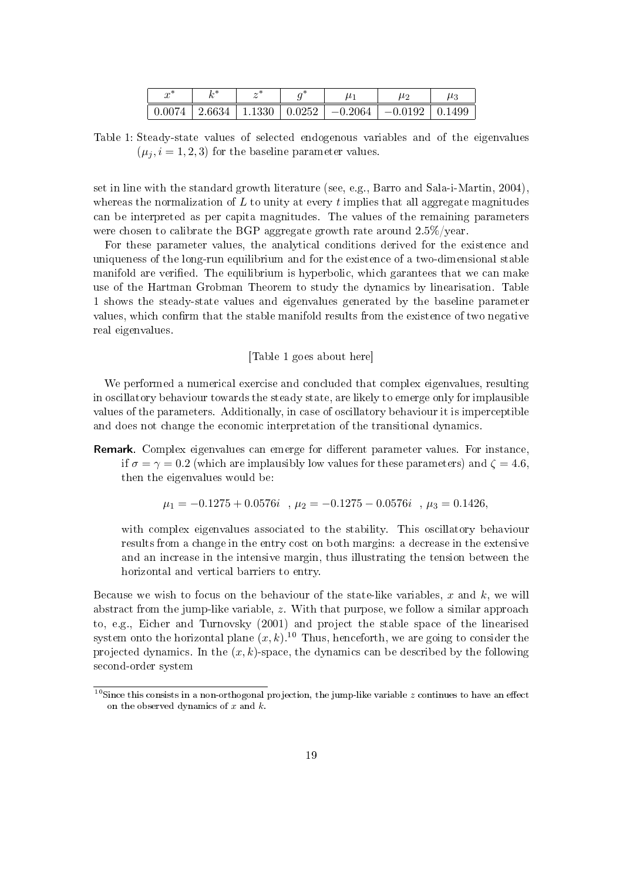| $x^*$ | $k^*$ | $z^*$ | $g^*$ | $\mu_1$ | $\mu_2$ | $\mu_3$ |
|---|---|---|---|---|---|---|
| 0.0074 | 2.6634 | 1.1330 | 0.0252 | −0.2064 | −0.0192 | 0.1499 |

Table 1: Steady-state values of selected endogenous variables and of the eigenvalues ($\mu_j, i = 1, 2, 3$) for the baseline parameter values.

set in line with the standard growth literature (see, e.g., Barro and Sala-i-Martin, 2004), whereas the normalization of $L$ to unity at every $t$ implies that all aggregate magnitudes can be interpreted as per capita magnitudes. The values of the remaining parameters were chosen to calibrate the BGP aggregate growth rate around 2.5%/year.

For these parameter values, the analytical conditions derived for the existence and uniqueness of the long-run equilibrium and for the existence of a two-dimensional stable manifold are verified. The equilibrium is hyperbolic, which garantees that we can make use of the Hartman Grobman Theorem to study the dynamics by linearisation. Table 1 shows the steady-state values and eigenvalues generated by the baseline parameter values, which confirm that the stable manifold results from the existence of two negative real eigenvalues.

[Table 1 goes about here]

We performed a numerical exercise and concluded that complex eigenvalues, resulting in oscillatory behaviour towards the steady state, are likely to emerge only for implausible values of the parameters. Additionally, in case of oscillatory behaviour it is imperceptible and does not change the economic interpretation of the transitional dynamics.

**Remark.** Complex eigenvalues can emerge for different parameter values. For instance, if $\sigma = \gamma = 0.2$ (which are implausibly low values for these parameters) and $\zeta = 4.6$, then the eigenvalues would be:

$$\mu_1 = -0.1275 + 0.0576i \ \ , \mu_2 = -0.1275 - 0.0576i \ \ , \mu_3 = 0.1426,$$

with complex eigenvalues associated to the stability. This oscillatory behaviour results from a change in the entry cost on both margins: a decrease in the extensive and an increase in the intensive margin, thus illustrating the tension between the horizontal and vertical barriers to entry.

Because we wish to focus on the behaviour of the state-like variables, $x$ and $k$, we will abstract from the jump-like variable, $z$. With that purpose, we follow a similar approach to, e.g., Eicher and Turnovsky (2001) and project the stable space of the linearised system onto the horizontal plane $(x, k)$.[10] Thus, henceforth, we are going to consider the projected dynamics. In the $(x, k)$-space, the dynamics can be described by the following second-order system

[10] Since this consists in a non-orthogonal projection, the jump-like variable $z$ continues to have an effect on the observed dynamics of $x$ and $k$.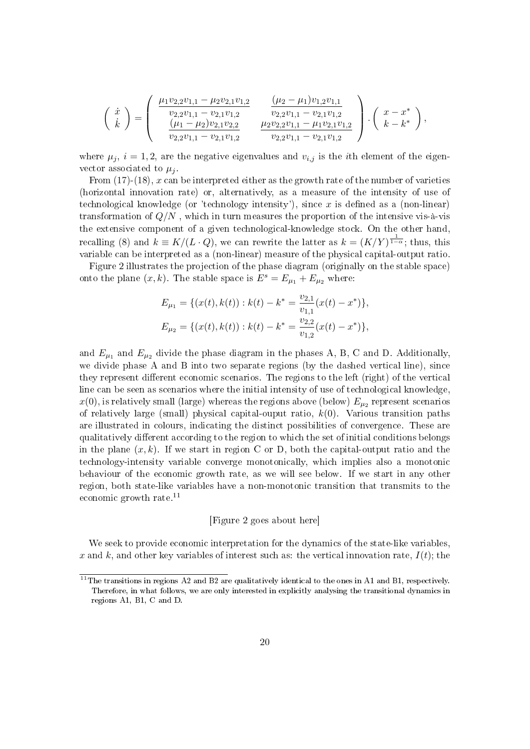$$
\begin{pmatrix} \dot{x} \\ \dot{k} \end{pmatrix} = \begin{pmatrix} \dfrac{\mu_1 v_{2,2} v_{1,1} - \mu_2 v_{2,1} v_{1,2}}{v_{2,2} v_{1,1} - v_{2,1} v_{1,2}} & \dfrac{(\mu_2 - \mu_1) v_{1,2} v_{1,1}}{v_{2,2} v_{1,1} - v_{2,1} v_{1,2}} \\ \dfrac{(\mu_1 - \mu_2) v_{2,1} v_{2,2}}{v_{2,2} v_{1,1} - v_{2,1} v_{1,2}} & \dfrac{\mu_2 v_{2,2} v_{1,1} - \mu_1 v_{2,1} v_{1,2}}{v_{2,2} v_{1,1} - v_{2,1} v_{1,2}} \end{pmatrix} \cdot \begin{pmatrix} x - x^* \\ k - k^* \end{pmatrix},
$$

where $\mu_j$, $i = 1, 2$, are the negative eigenvalues and $v_{i,j}$ is the $i$th element of the eigenvector associated to $\mu_j$.

From (17)-(18), $x$ can be interpreted either as the growth rate of the number of varieties (horizontal innovation rate) or, alternatively, as a measure of the intensity of use of technological knowledge (or 'technology intensity'), since $x$ is defined as a (non-linear) transformation of $Q/N$ , which in turn measures the proportion of the intensive vis-à-vis the extensive component of a given technological-knowledge stock. On the other hand, recalling (8) and $k \equiv K/(L \cdot Q)$, we can rewrite the latter as $k = (K/Y)^{\frac{1}{1-\alpha}}$; thus, this variable can be interpreted as a (non-linear) measure of the physical capital-output ratio.

Figure 2 illustrates the projection of the phase diagram (originally on the stable space) onto the plane $(x, k)$. The stable space is $E^s = E_{\mu_1} + E_{\mu_2}$ where:

$$
E_{\mu_1} = \{(x(t), k(t)) : k(t) - k^* = \frac{v_{2,1}}{v_{1,1}}(x(t) - x^*)\},
$$
$$
E_{\mu_2} = \{(x(t), k(t)) : k(t) - k^* = \frac{v_{2,2}}{v_{1,2}}(x(t) - x^*)\},
$$

and $E_{\mu_1}$ and $E_{\mu_2}$ divide the phase diagram in the phases A, B, C and D. Additionally, we divide phase A and B into two separate regions (by the dashed vertical line), since they represent different economic scenarios. The regions to the left (right) of the vertical line can be seen as scenarios where the initial intensity of use of technological knowledge, $x(0)$, is relatively small (large) whereas the regions above (below) $E_{\mu_2}$ represent scenarios of relatively large (small) physical capital-ouput ratio, $k(0)$. Various transition paths are illustrated in colours, indicating the distinct possibilities of convergence. These are qualitatively different according to the region to which the set of initial conditions belongs in the plane $(x, k)$. If we start in region C or D, both the capital-output ratio and the technology-intensity variable converge monotonically, which implies also a monotonic behaviour of the economic growth rate, as we will see below. If we start in any other region, both state-like variables have a non-monotonic transition that transmits to the economic growth rate.[11]

[Figure 2 goes about here]

We seek to provide economic interpretation for the dynamics of the state-like variables, $x$ and $k$, and other key variables of interest such as: the vertical innovation rate, $I(t)$; the

[11] The transitions in regions A2 and B2 are qualitatively identical to the ones in A1 and B1, respectively. Therefore, in what follows, we are only interested in explicitly analysing the transitional dynamics in regions A1, B1, C and D.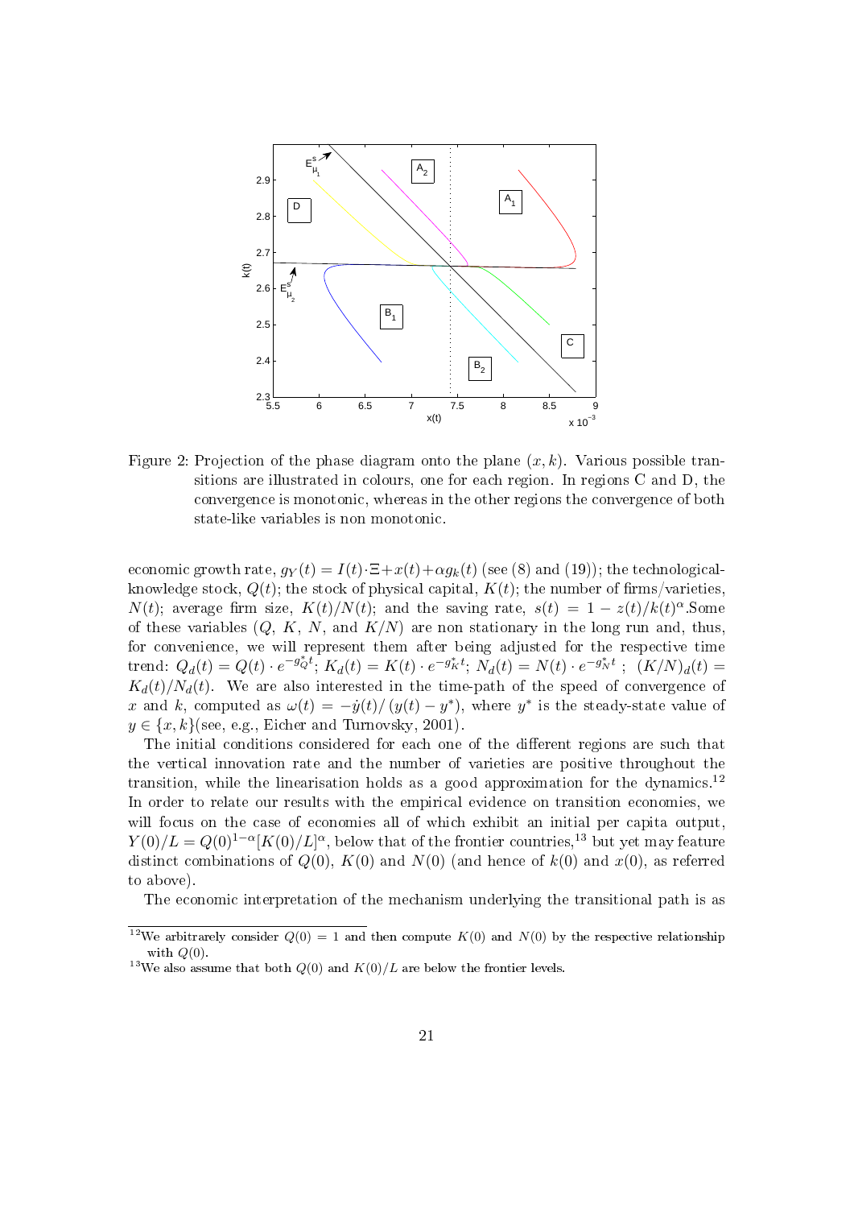Figure 2: Projection of the phase diagram onto the plane $(x, k)$. Various possible transitions are illustrated in colours, one for each region. In regions C and D, the convergence is monotonic, whereas in the other regions the convergence of both state-like variables is non monotonic.

economic growth rate, $g_Y(t) = I(t) \cdot \Xi + x(t) + \alpha g_k(t)$ (see (8) and (19)); the technological-knowledge stock, $Q(t)$; the stock of physical capital, $K(t)$; the number of firms/varieties, $N(t)$; average firm size, $K(t)/N(t)$; and the saving rate, $s(t) = 1 - z(t)/k(t)^{\alpha}$.Some of these variables ($Q$, $K$, $N$, and $K/N$) are non stationary in the long run and, thus, for convenience, we will represent them after being adjusted for the respective time trend: $Q_d(t) = Q(t) \cdot e^{-g_Q^* t}$; $K_d(t) = K(t) \cdot e^{-g_K^* t}$; $N_d(t) = N(t) \cdot e^{-g_N^* t}$ ; $(K/N)_d(t) = K_d(t)/N_d(t)$. We are also interested in the time-path of the speed of convergence of $x$ and $k$, computed as $\omega(t) = -\dot{y}(t)/\left(y(t) - y^*\right)$, where $y^*$ is the steady-state value of $y \in \{x, k\}$(see, e.g., Eicher and Turnovsky, 2001).

The initial conditions considered for each one of the different regions are such that the vertical innovation rate and the number of varieties are positive throughout the transition, while the linearisation holds as a good approximation for the dynamics.[12] In order to relate our results with the empirical evidence on transition economies, we will focus on the case of economies all of which exhibit an initial per capita output, $Y(0)/L = Q(0)^{1-\alpha}[K(0)/L]^{\alpha}$, below that of the frontier countries,[13] but yet may feature distinct combinations of $Q(0)$, $K(0)$ and $N(0)$ (and hence of $k(0)$ and $x(0)$, as referred to above).

The economic interpretation of the mechanism underlying the transitional path is as

[12] We arbitrarely consider $Q(0) = 1$ and then compute $K(0)$ and $N(0)$ by the respective relationship with $Q(0)$.

[13] We also assume that both $Q(0)$ and $K(0)/L$ are below the frontier levels.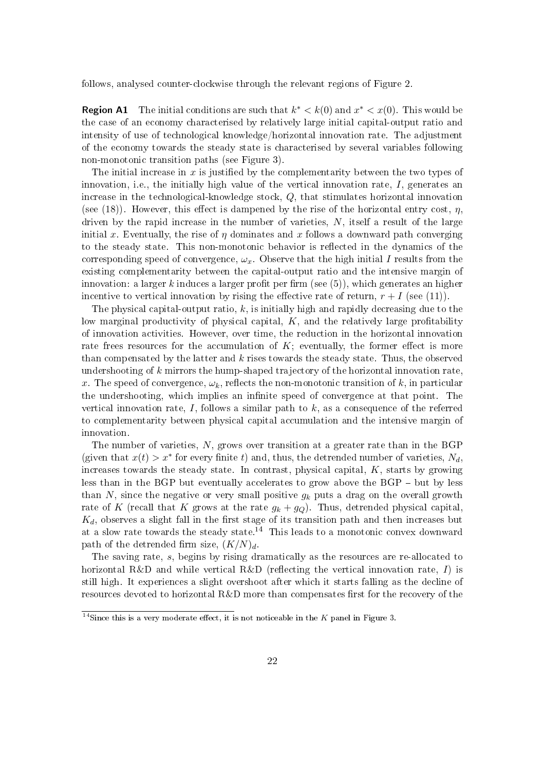follows, analysed counter-clockwise through the relevant regions of Figure 2.

**Region A1** The initial conditions are such that $k^* < k(0)$ and $x^* < x(0)$. This would be the case of an economy characterised by relatively large initial capital-output ratio and intensity of use of technological knowledge/horizontal innovation rate. The adjustment of the economy towards the steady state is characterised by several variables following non-monotonic transition paths (see Figure 3).

The initial increase in $x$ is justified by the complementarity between the two types of innovation, i.e., the initially high value of the vertical innovation rate, $I$, generates an increase in the technological-knowledge stock, $Q$, that stimulates horizontal innovation (see (18)). However, this effect is dampened by the rise of the horizontal entry cost, $\eta$, driven by the rapid increase in the number of varieties, $N$, itself a result of the large initial $x$. Eventually, the rise of $\eta$ dominates and $x$ follows a downward path converging to the steady state. This non-monotonic behavior is reflected in the dynamics of the corresponding speed of convergence, $\omega_x$. Observe that the high initial $I$ results from the existing complementarity between the capital-output ratio and the intensive margin of innovation: a larger $k$ induces a larger profit per firm (see (5)), which generates an higher incentive to vertical innovation by rising the effective rate of return, $r + I$ (see (11)).

The physical capital-output ratio, $k$, is initially high and rapidly decreasing due to the low marginal productivity of physical capital, $K$, and the relatively large profitability of innovation activities. However, over time, the reduction in the horizontal innovation rate frees resources for the accumulation of $K$; eventually, the former effect is more than compensated by the latter and $k$ rises towards the steady state. Thus, the observed undershooting of $k$ mirrors the hump-shaped trajectory of the horizontal innovation rate, $x$. The speed of convergence, $\omega_k$, reflects the non-monotonic transition of $k$, in particular the undershooting, which implies an infinite speed of convergence at that point. The vertical innovation rate, $I$, follows a similar path to $k$, as a consequence of the referred to complementarity between physical capital accumulation and the intensive margin of innovation.

The number of varieties, $N$, grows over transition at a greater rate than in the BGP (given that $x(t) > x^*$ for every finite $t$) and, thus, the detrended number of varieties, $N_d$, increases towards the steady state. In contrast, physical capital, $K$, starts by growing less than in the BGP but eventually accelerates to grow above the BGP – but by less than $N$, since the negative or very small positive $g_k$ puts a drag on the overall growth rate of $K$ (recall that $K$ grows at the rate $g_k + g_Q$). Thus, detrended physical capital, $K_d$, observes a slight fall in the first stage of its transition path and then increases but at a slow rate towards the steady state.[14] This leads to a monotonic convex downward path of the detrended firm size, $(K/N)_d$.

The saving rate, $s$, begins by rising dramatically as the resources are re-allocated to horizontal R&D and while vertical R&D (reflecting the vertical innovation rate, $I$) is still high. It experiences a slight overshoot after which it starts falling as the decline of resources devoted to horizontal R&D more than compensates first for the recovery of the

[14] Since this is a very moderate effect, it is not noticeable in the $K$ panel in Figure 3.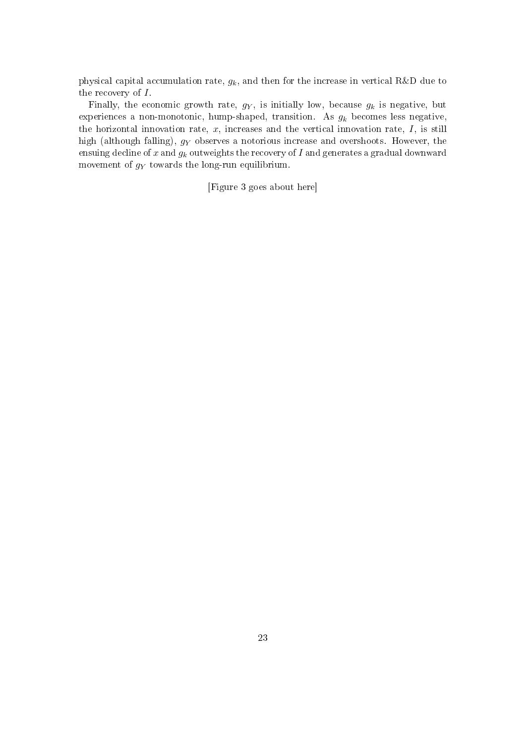physical capital accumulation rate, $g_k$, and then for the increase in vertical R&D due to the recovery of $I$.

Finally, the economic growth rate, $g_Y$, is initially low, because $g_k$ is negative, but experiences a non-monotonic, hump-shaped, transition. As $g_k$ becomes less negative, the horizontal innovation rate, $x$, increases and the vertical innovation rate, $I$, is still high (although falling), $g_Y$ observes a notorious increase and overshoots. However, the ensuing decline of $x$ and $g_k$ outweights the recovery of $I$ and generates a gradual downward movement of $g_Y$ towards the long-run equilibrium.

[Figure 3 goes about here]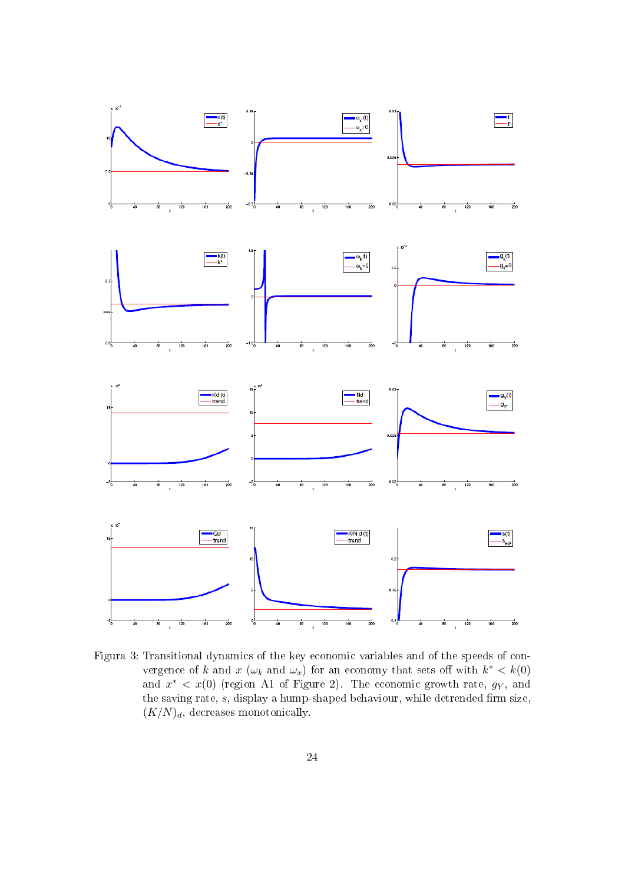Figura 3: Transitional dynamics of the key economic variables and of the speeds of convergence of $k$ and $x$ ($\omega_k$ and $\omega_x$) for an economy that sets off with $k^* < k(0)$ and $x^* < x(0)$ (region A1 of Figure 2). The economic growth rate, $g_Y$, and the saving rate, $s$, display a hump-shaped behaviour, while detrended firm size, $(K/N)_d$, decreases monotonically.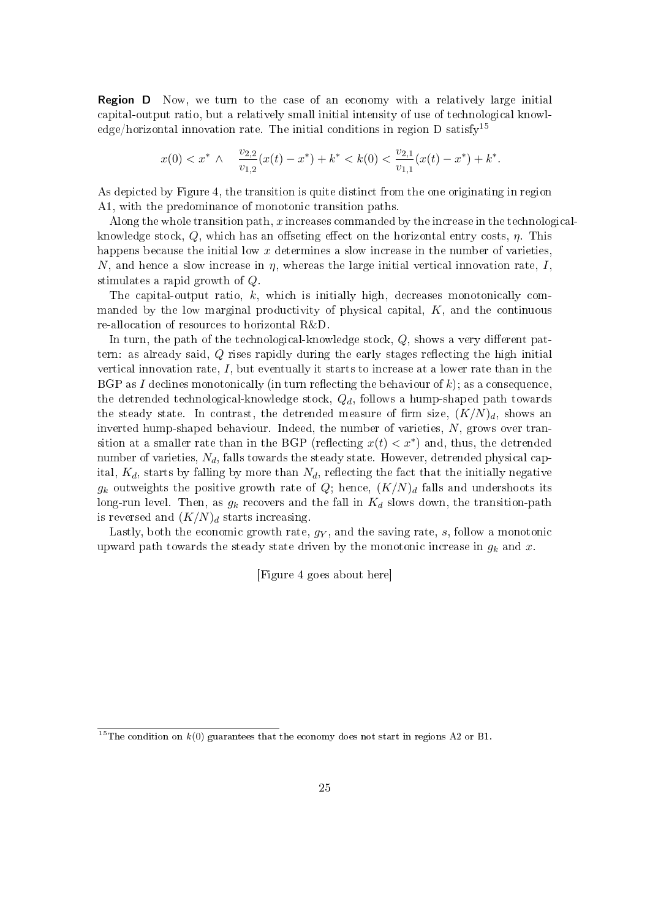**Region D** Now, we turn to the case of an economy with a relatively large initial capital-output ratio, but a relatively small initial intensity of use of technological knowledge/horizontal innovation rate. The initial conditions in region D satisfy[15]

$$x(0) < x^* \ \wedge \quad \frac{v_{2,2}}{v_{1,2}}(x(t) - x^*) + k^* < k(0) < \frac{v_{2,1}}{v_{1,1}}(x(t) - x^*) + k^*.$$

As depicted by Figure 4, the transition is quite distinct from the one originating in region A1, with the predominance of monotonic transition paths.

Along the whole transition path, $x$ increases commanded by the increase in the technological-knowledge stock, $Q$, which has an offseting effect on the horizontal entry costs, $\eta$. This happens because the initial low $x$ determines a slow increase in the number of varieties, $N$, and hence a slow increase in $\eta$, whereas the large initial vertical innovation rate, $I$, stimulates a rapid growth of $Q$.

The capital-output ratio, $k$, which is initially high, decreases monotonically commanded by the low marginal productivity of physical capital, $K$, and the continuous re-allocation of resources to horizontal R&D.

In turn, the path of the technological-knowledge stock, $Q$, shows a very different pattern: as already said, $Q$ rises rapidly during the early stages reflecting the high initial vertical innovation rate, $I$, but eventually it starts to increase at a lower rate than in the BGP as $I$ declines monotonically (in turn reflecting the behaviour of $k$); as a consequence, the detrended technological-knowledge stock, $Q_d$, follows a hump-shaped path towards the steady state. In contrast, the detrended measure of firm size, $(K/N)_d$, shows an inverted hump-shaped behaviour. Indeed, the number of varieties, $N$, grows over transition at a smaller rate than in the BGP (reflecting $x(t) < x^*$) and, thus, the detrended number of varieties, $N_d$, falls towards the steady state. However, detrended physical capital, $K_d$, starts by falling by more than $N_d$, reflecting the fact that the initially negative $g_k$ outweights the positive growth rate of $Q$; hence, $(K/N)_d$ falls and undershoots its long-run level. Then, as $g_k$ recovers and the fall in $K_d$ slows down, the transition-path is reversed and $(K/N)_d$ starts increasing.

Lastly, both the economic growth rate, $g_Y$, and the saving rate, $s$, follow a monotonic upward path towards the steady state driven by the monotonic increase in $g_k$ and $x$.

[Figure 4 goes about here]

[15] The condition on $k(0)$ guarantees that the economy does not start in regions A2 or B1.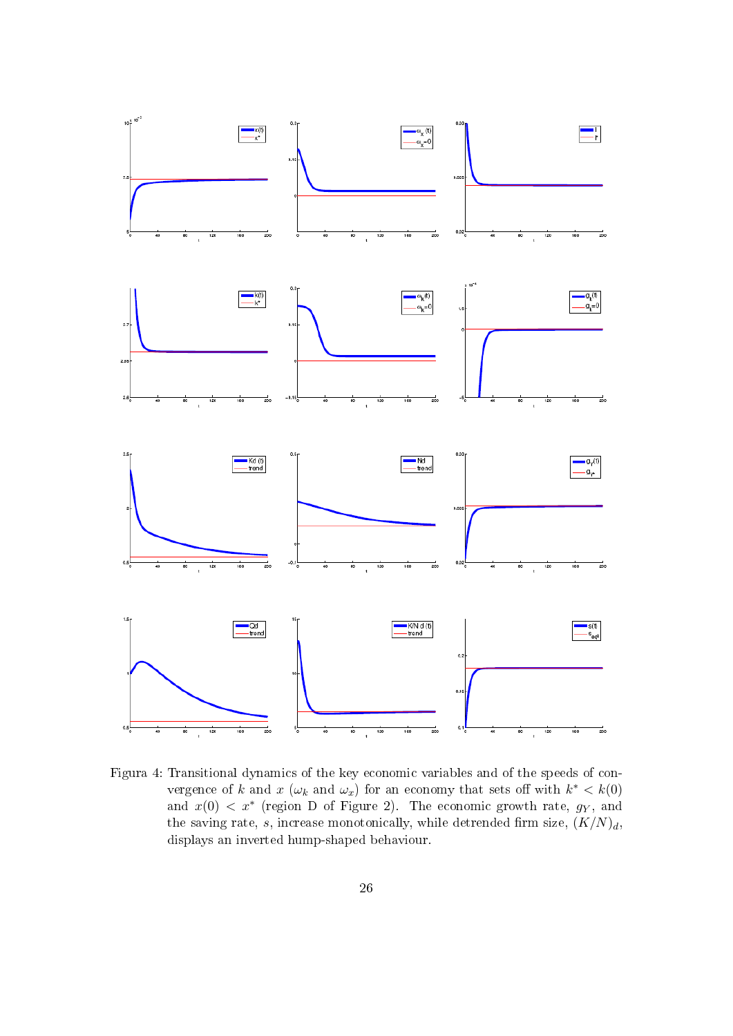Figura 4: Transitional dynamics of the key economic variables and of the speeds of convergence of $k$ and $x$ ($\omega_k$ and $\omega_x$) for an economy that sets off with $k^* < k(0)$ and $x(0) < x^*$ (region D of Figure 2). The economic growth rate, $g_Y$, and the saving rate, $s$, increase monotonically, while detrended firm size, $(K/N)_d$, displays an inverted hump-shaped behaviour.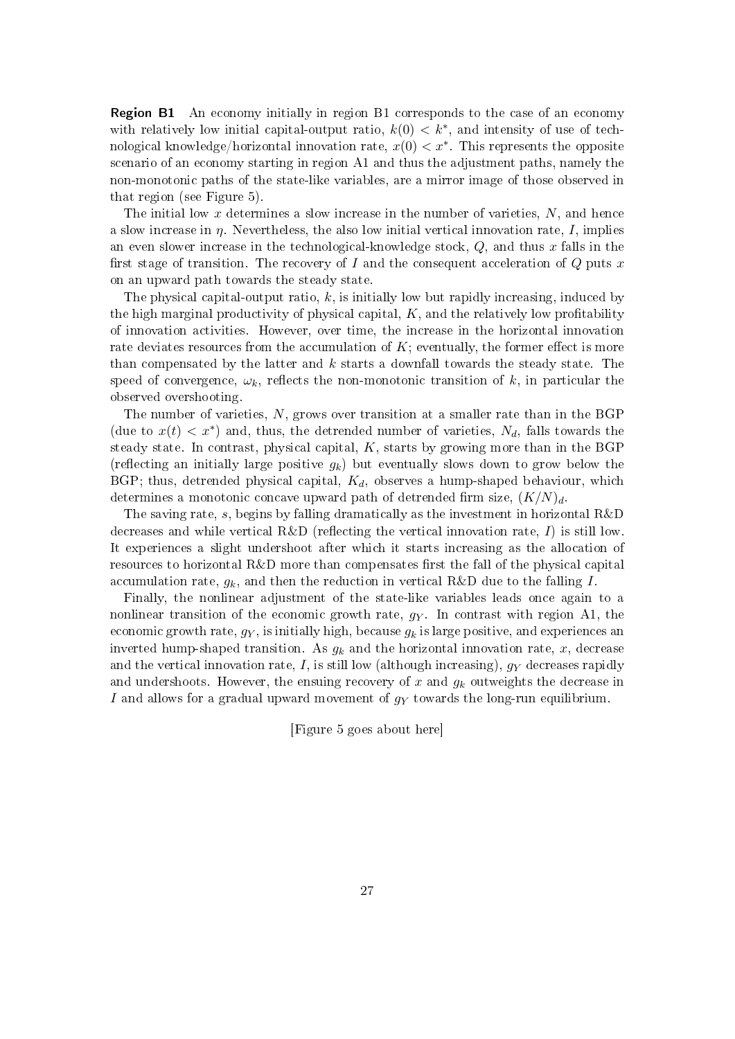**Region B1** An economy initially in region B1 corresponds to the case of an economy with relatively low initial capital-output ratio, $k(0) < k^*$, and intensity of use of technological knowledge/horizontal innovation rate, $x(0) < x^*$. This represents the opposite scenario of an economy starting in region A1 and thus the adjustment paths, namely the non-monotonic paths of the state-like variables, are a mirror image of those observed in that region (see Figure 5).

The initial low $x$ determines a slow increase in the number of varieties, $N$, and hence a slow increase in $\eta$. Nevertheless, the also low initial vertical innovation rate, $I$, implies an even slower increase in the technological-knowledge stock, $Q$, and thus $x$ falls in the first stage of transition. The recovery of $I$ and the consequent acceleration of $Q$ puts $x$ on an upward path towards the steady state.

The physical capital-output ratio, $k$, is initially low but rapidly increasing, induced by the high marginal productivity of physical capital, $K$, and the relatively low profitability of innovation activities. However, over time, the increase in the horizontal innovation rate deviates resources from the accumulation of $K$; eventually, the former effect is more than compensated by the latter and $k$ starts a downfall towards the steady state. The speed of convergence, $\omega_k$, reflects the non-monotonic transition of $k$, in particular the observed overshooting.

The number of varieties, $N$, grows over transition at a smaller rate than in the BGP (due to $x(t) < x^*$) and, thus, the detrended number of varieties, $N_d$, falls towards the steady state. In contrast, physical capital, $K$, starts by growing more than in the BGP (reflecting an initially large positive $g_k$) but eventually slows down to grow below the BGP; thus, detrended physical capital, $K_d$, observes a hump-shaped behaviour, which determines a monotonic concave upward path of detrended firm size, $(K/N)_d$.

The saving rate, $s$, begins by falling dramatically as the investment in horizontal R&D decreases and while vertical R&D (reflecting the vertical innovation rate, $I$) is still low. It experiences a slight undershoot after which it starts increasing as the allocation of resources to horizontal R&D more than compensates first the fall of the physical capital accumulation rate, $g_k$, and then the reduction in vertical R&D due to the falling $I$.

Finally, the nonlinear adjustment of the state-like variables leads once again to a nonlinear transition of the economic growth rate, $g_Y$. In contrast with region A1, the economic growth rate, $g_Y$, is initially high, because $g_k$ is large positive, and experiences an inverted hump-shaped transition. As $g_k$ and the horizontal innovation rate, $x$, decrease and the vertical innovation rate, $I$, is still low (although increasing), $g_Y$ decreases rapidly and undershoots. However, the ensuing recovery of $x$ and $g_k$ outweights the decrease in $I$ and allows for a gradual upward movement of $g_Y$ towards the long-run equilibrium.

[Figure 5 goes about here]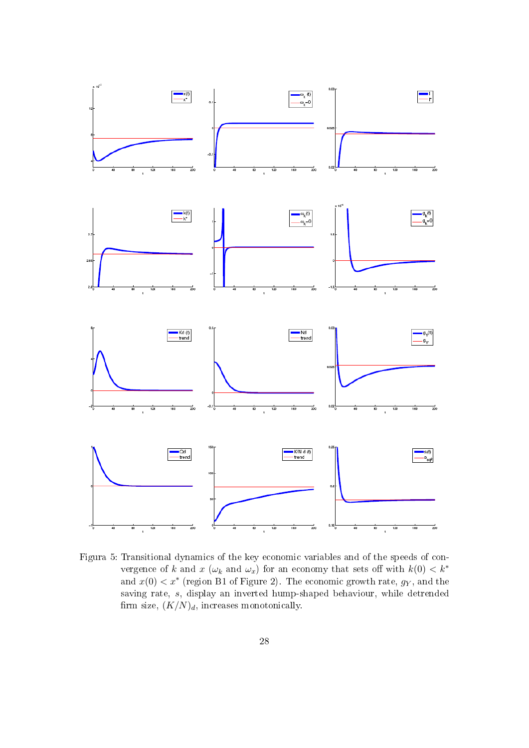Figura 5: Transitional dynamics of the key economic variables and of the speeds of convergence of $k$ and $x$ ($\omega_k$ and $\omega_x$) for an economy that sets off with $k(0) < k^*$ and $x(0) < x^*$ (region B1 of Figure 2). The economic growth rate, $g_Y$, and the saving rate, $s$, display an inverted hump-shaped behaviour, while detrended firm size, $(K/N)_d$, increases monotonically.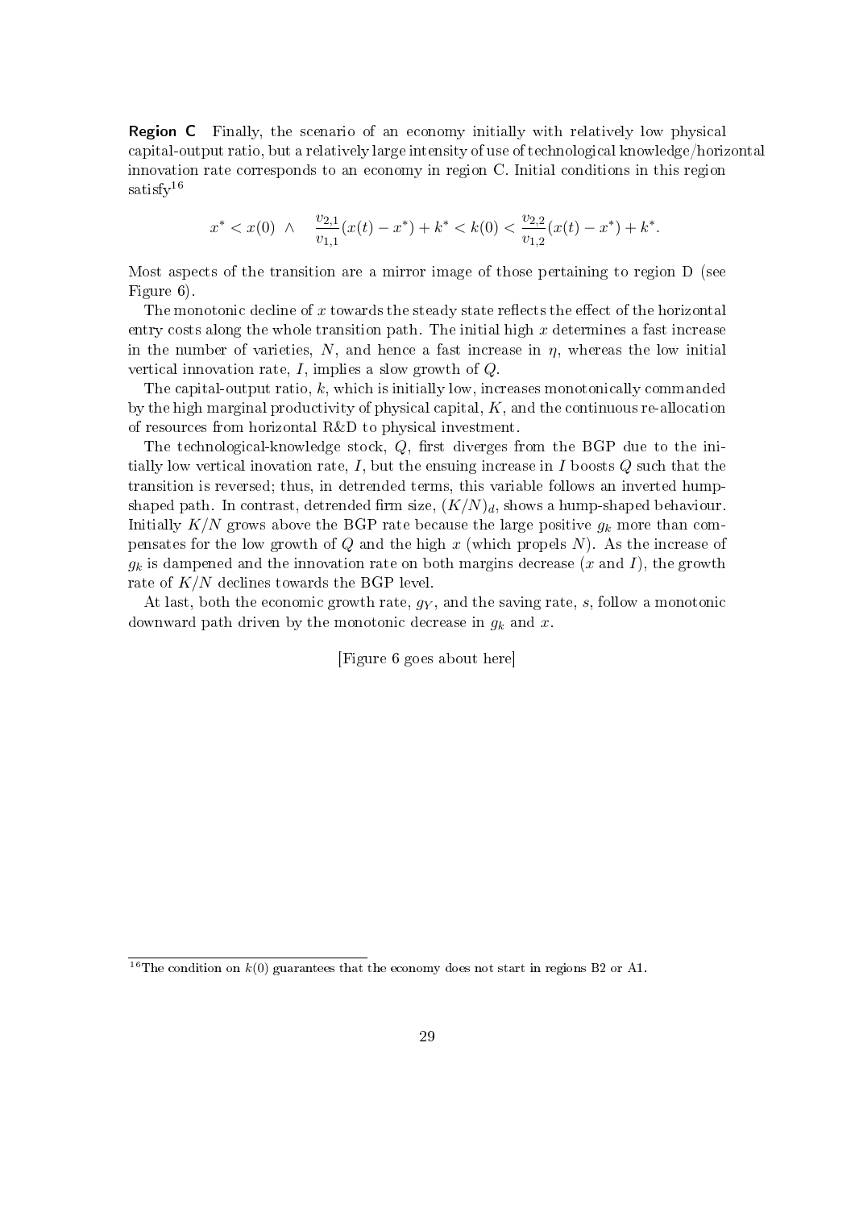**Region C** Finally, the scenario of an economy initially with relatively low physical capital-output ratio, but a relatively large intensity of use of technological knowledge/horizontal innovation rate corresponds to an economy in region C. Initial conditions in this region satisfy[16]

$$x^* < x(0) \ \wedge \quad \frac{v_{2,1}}{v_{1,1}}(x(t) - x^*) + k^* < k(0) < \frac{v_{2,2}}{v_{1,2}}(x(t) - x^*) + k^*.$$

Most aspects of the transition are a mirror image of those pertaining to region D (see Figure 6).

The monotonic decline of $x$ towards the steady state reflects the effect of the horizontal entry costs along the whole transition path. The initial high $x$ determines a fast increase in the number of varieties, $N$, and hence a fast increase in $\eta$, whereas the low initial vertical innovation rate, $I$, implies a slow growth of $Q$.

The capital-output ratio, $k$, which is initially low, increases monotonically commanded by the high marginal productivity of physical capital, $K$, and the continuous re-allocation of resources from horizontal R&D to physical investment.

The technological-knowledge stock, $Q$, first diverges from the BGP due to the initially low vertical inovation rate, $I$, but the ensuing increase in $I$ boosts $Q$ such that the transition is reversed; thus, in detrended terms, this variable follows an inverted hump-shaped path. In contrast, detrended firm size, $(K/N)_d$, shows a hump-shaped behaviour. Initially $K/N$ grows above the BGP rate because the large positive $g_k$ more than compensates for the low growth of $Q$ and the high $x$ (which propels $N$). As the increase of $g_k$ is dampened and the innovation rate on both margins decrease ($x$ and $I$), the growth rate of $K/N$ declines towards the BGP level.

At last, both the economic growth rate, $g_Y$, and the saving rate, $s$, follow a monotonic downward path driven by the monotonic decrease in $g_k$ and $x$.

[Figure 6 goes about here]

[16] The condition on $k(0)$ guarantees that the economy does not start in regions B2 or A1.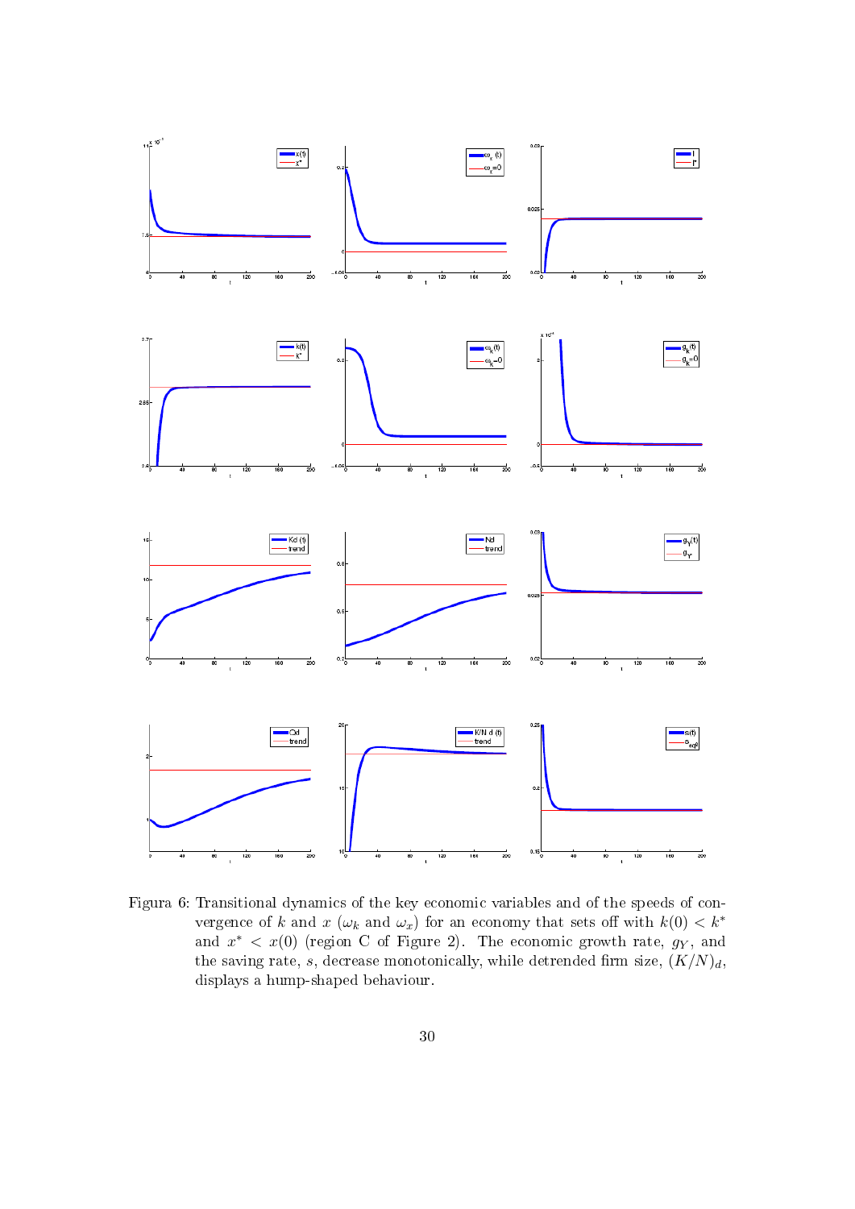Figura 6: Transitional dynamics of the key economic variables and of the speeds of convergence of $k$ and $x$ ($\omega_k$ and $\omega_x$) for an economy that sets off with $k(0) < k^*$ and $x^* < x(0)$ (region C of Figure 2). The economic growth rate, $g_Y$, and the saving rate, $s$, decrease monotonically, while detrended firm size, $(K/N)_d$, displays a hump-shaped behaviour.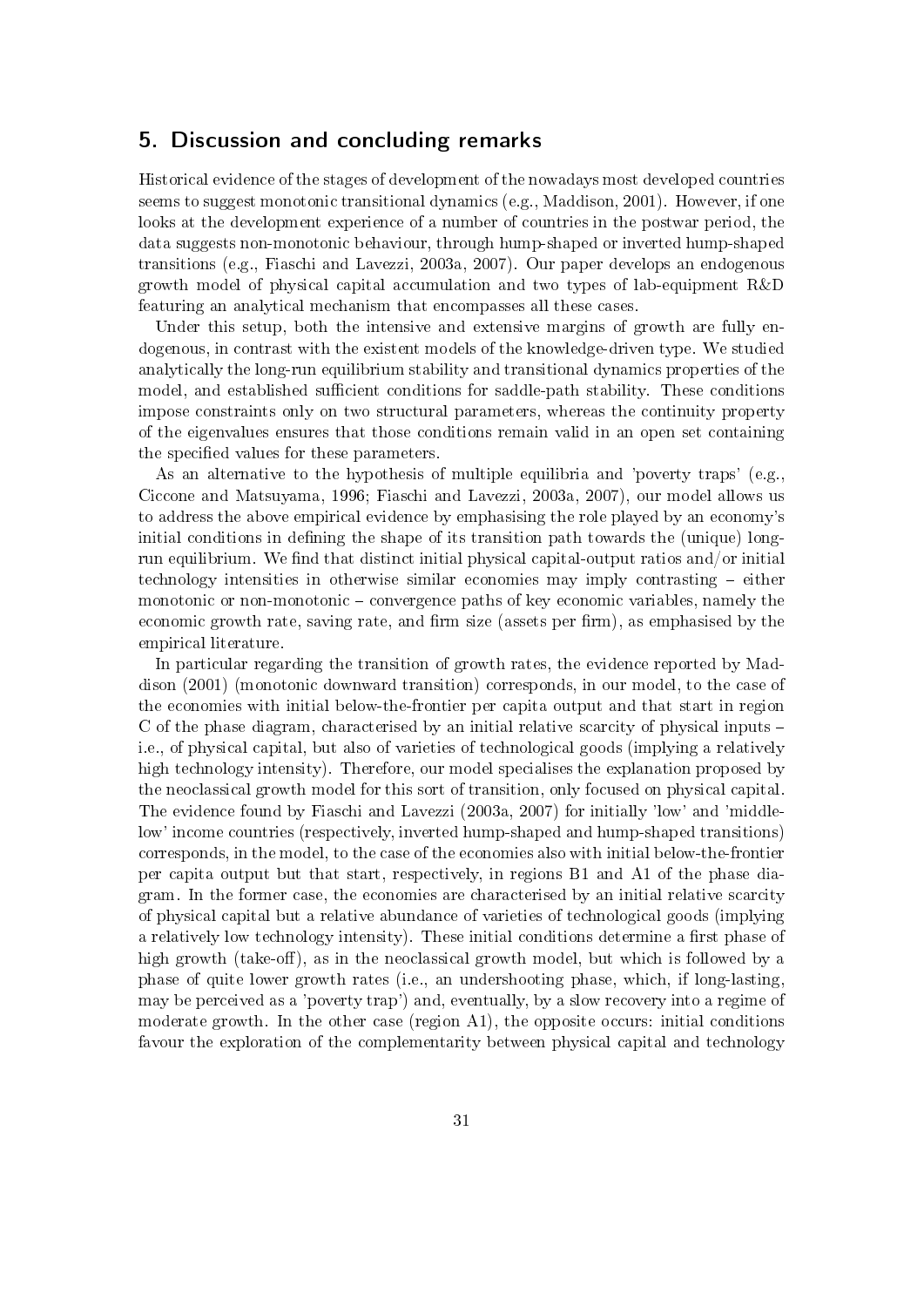## 5. Discussion and concluding remarks

Historical evidence of the stages of development of the nowadays most developed countries seems to suggest monotonic transitional dynamics (e.g., Maddison, 2001). However, if one looks at the development experience of a number of countries in the postwar period, the data suggests non-monotonic behaviour, through hump-shaped or inverted hump-shaped transitions (e.g., Fiaschi and Lavezzi, 2003a, 2007). Our paper develops an endogenous growth model of physical capital accumulation and two types of lab-equipment R&D featuring an analytical mechanism that encompasses all these cases.

Under this setup, both the intensive and extensive margins of growth are fully endogenous, in contrast with the existent models of the knowledge-driven type. We studied analytically the long-run equilibrium stability and transitional dynamics properties of the model, and established sufficient conditions for saddle-path stability. These conditions impose constraints only on two structural parameters, whereas the continuity property of the eigenvalues ensures that those conditions remain valid in an open set containing the specified values for these parameters.

As an alternative to the hypothesis of multiple equilibria and 'poverty traps' (e.g., Ciccone and Matsuyama, 1996; Fiaschi and Lavezzi, 2003a, 2007), our model allows us to address the above empirical evidence by emphasising the role played by an economy's initial conditions in defining the shape of its transition path towards the (unique) long-run equilibrium. We find that distinct initial physical capital-output ratios and/or initial technology intensities in otherwise similar economies may imply contrasting – either monotonic or non-monotonic – convergence paths of key economic variables, namely the economic growth rate, saving rate, and firm size (assets per firm), as emphasised by the empirical literature.

In particular regarding the transition of growth rates, the evidence reported by Maddison (2001) (monotonic downward transition) corresponds, in our model, to the case of the economies with initial below-the-frontier per capita output and that start in region C of the phase diagram, characterised by an initial relative scarcity of physical inputs – i.e., of physical capital, but also of varieties of technological goods (implying a relatively high technology intensity). Therefore, our model specialises the explanation proposed by the neoclassical growth model for this sort of transition, only focused on physical capital. The evidence found by Fiaschi and Lavezzi (2003a, 2007) for initially 'low' and 'middle-low' income countries (respectively, inverted hump-shaped and hump-shaped transitions) corresponds, in the model, to the case of the economies also with initial below-the-frontier per capita output but that start, respectively, in regions B1 and A1 of the phase diagram. In the former case, the economies are characterised by an initial relative scarcity of physical capital but a relative abundance of varieties of technological goods (implying a relatively low technology intensity). These initial conditions determine a first phase of high growth (take-off), as in the neoclassical growth model, but which is followed by a phase of quite lower growth rates (i.e., an undershooting phase, which, if long-lasting, may be perceived as a 'poverty trap') and, eventually, by a slow recovery into a regime of moderate growth. In the other case (region A1), the opposite occurs: initial conditions favour the exploration of the complementarity between physical capital and technology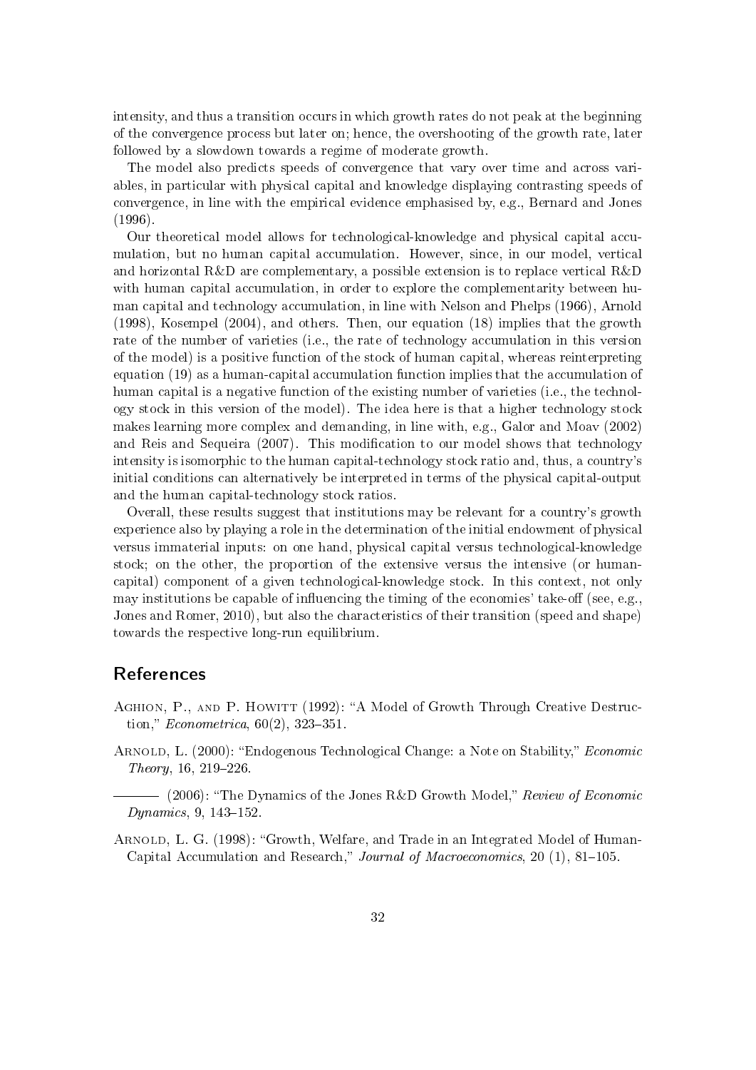intensity, and thus a transition occurs in which growth rates do not peak at the beginning of the convergence process but later on; hence, the overshooting of the growth rate, later followed by a slowdown towards a regime of moderate growth.

The model also predicts speeds of convergence that vary over time and across variables, in particular with physical capital and knowledge displaying contrasting speeds of convergence, in line with the empirical evidence emphasised by, e.g., Bernard and Jones (1996).

Our theoretical model allows for technological-knowledge and physical capital accumulation, but no human capital accumulation. However, since, in our model, vertical and horizontal R&D are complementary, a possible extension is to replace vertical R&D with human capital accumulation, in order to explore the complementarity between human capital and technology accumulation, in line with Nelson and Phelps (1966), Arnold (1998), Kosempel (2004), and others. Then, our equation (18) implies that the growth rate of the number of varieties (i.e., the rate of technology accumulation in this version of the model) is a positive function of the stock of human capital, whereas reinterpreting equation (19) as a human-capital accumulation function implies that the accumulation of human capital is a negative function of the existing number of varieties (i.e., the technology stock in this version of the model). The idea here is that a higher technology stock makes learning more complex and demanding, in line with, e.g., Galor and Moav (2002) and Reis and Sequeira (2007). This modification to our model shows that technology intensity is isomorphic to the human capital-technology stock ratio and, thus, a country's initial conditions can alternatively be interpreted in terms of the physical capital-output and the human capital-technology stock ratios.

Overall, these results suggest that institutions may be relevant for a country's growth experience also by playing a role in the determination of the initial endowment of physical versus immaterial inputs: on one hand, physical capital versus technological-knowledge stock; on the other, the proportion of the extensive versus the intensive (or human-capital) component of a given technological-knowledge stock. In this context, not only may institutions be capable of influencing the timing of the economies' take-off (see, e.g., Jones and Romer, 2010), but also the characteristics of their transition (speed and shape) towards the respective long-run equilibrium.

## References

Aghion, P., and P. Howitt (1992): "A Model of Growth Through Creative Destruction," *Econometrica*, 60(2), 323–351.

Arnold, L. (2000): "Endogenous Technological Change: a Note on Stability," *Economic Theory*, 16, 219–226.

——— (2006): "The Dynamics of the Jones R&D Growth Model," *Review of Economic Dynamics*, 9, 143–152.

Arnold, L. G. (1998): "Growth, Welfare, and Trade in an Integrated Model of Human-Capital Accumulation and Research," *Journal of Macroeconomics*, 20 (1), 81–105.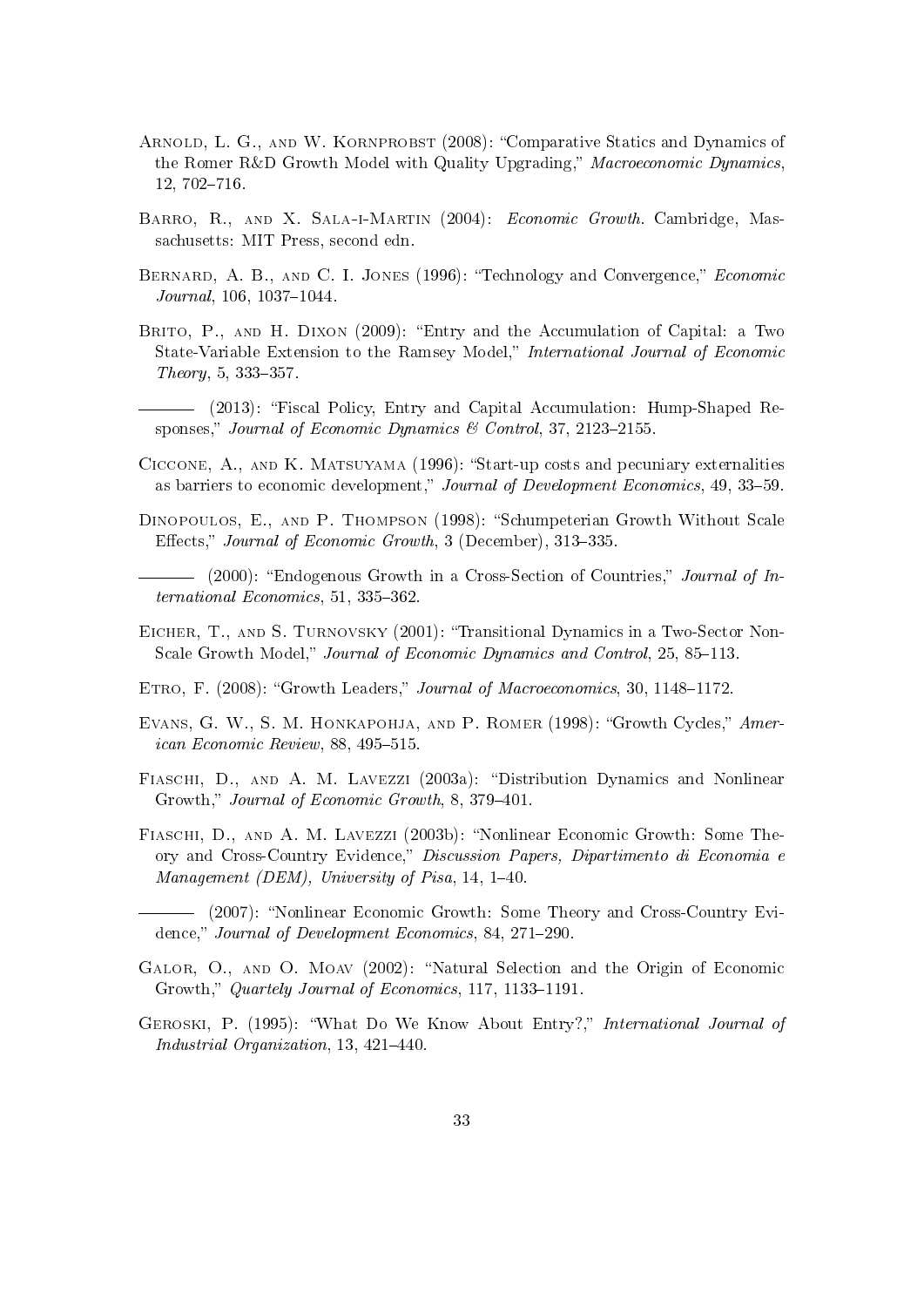Arnold, L. G., and W. Kornprobst (2008): "Comparative Statics and Dynamics of the Romer R&D Growth Model with Quality Upgrading," *Macroeconomic Dynamics*, 12, 702–716.

Barro, R., and X. Sala-i-Martin (2004): *Economic Growth*. Cambridge, Massachusetts: MIT Press, second edn.

Bernard, A. B., and C. I. Jones (1996): "Technology and Convergence," *Economic Journal*, 106, 1037–1044.

Brito, P., and H. Dixon (2009): "Entry and the Accumulation of Capital: a Two State-Variable Extension to the Ramsey Model," *International Journal of Economic Theory*, 5, 333–357.

——— (2013): "Fiscal Policy, Entry and Capital Accumulation: Hump-Shaped Responses," *Journal of Economic Dynamics & Control*, 37, 2123–2155.

Ciccone, A., and K. Matsuyama (1996): "Start-up costs and pecuniary externalities as barriers to economic development," *Journal of Development Economics*, 49, 33–59.

Dinopoulos, E., and P. Thompson (1998): "Schumpeterian Growth Without Scale Effects," *Journal of Economic Growth*, 3 (December), 313–335.

——— (2000): "Endogenous Growth in a Cross-Section of Countries," *Journal of International Economics*, 51, 335–362.

Eicher, T., and S. Turnovsky (2001): "Transitional Dynamics in a Two-Sector Non-Scale Growth Model," *Journal of Economic Dynamics and Control*, 25, 85–113.

Etro, F. (2008): "Growth Leaders," *Journal of Macroeconomics*, 30, 1148–1172.

Evans, G. W., S. M. Honkapohja, and P. Romer (1998): "Growth Cycles," *American Economic Review*, 88, 495–515.

Fiaschi, D., and A. M. Lavezzi (2003a): "Distribution Dynamics and Nonlinear Growth," *Journal of Economic Growth*, 8, 379–401.

Fiaschi, D., and A. M. Lavezzi (2003b): "Nonlinear Economic Growth: Some Theory and Cross-Country Evidence," *Discussion Papers, Dipartimento di Economia e Management (DEM), University of Pisa*, 14, 1–40.

——— (2007): "Nonlinear Economic Growth: Some Theory and Cross-Country Evidence," *Journal of Development Economics*, 84, 271–290.

Galor, O., and O. Moav (2002): "Natural Selection and the Origin of Economic Growth," *Quartely Journal of Economics*, 117, 1133–1191.

Geroski, P. (1995): "What Do We Know About Entry?," *International Journal of Industrial Organization*, 13, 421–440.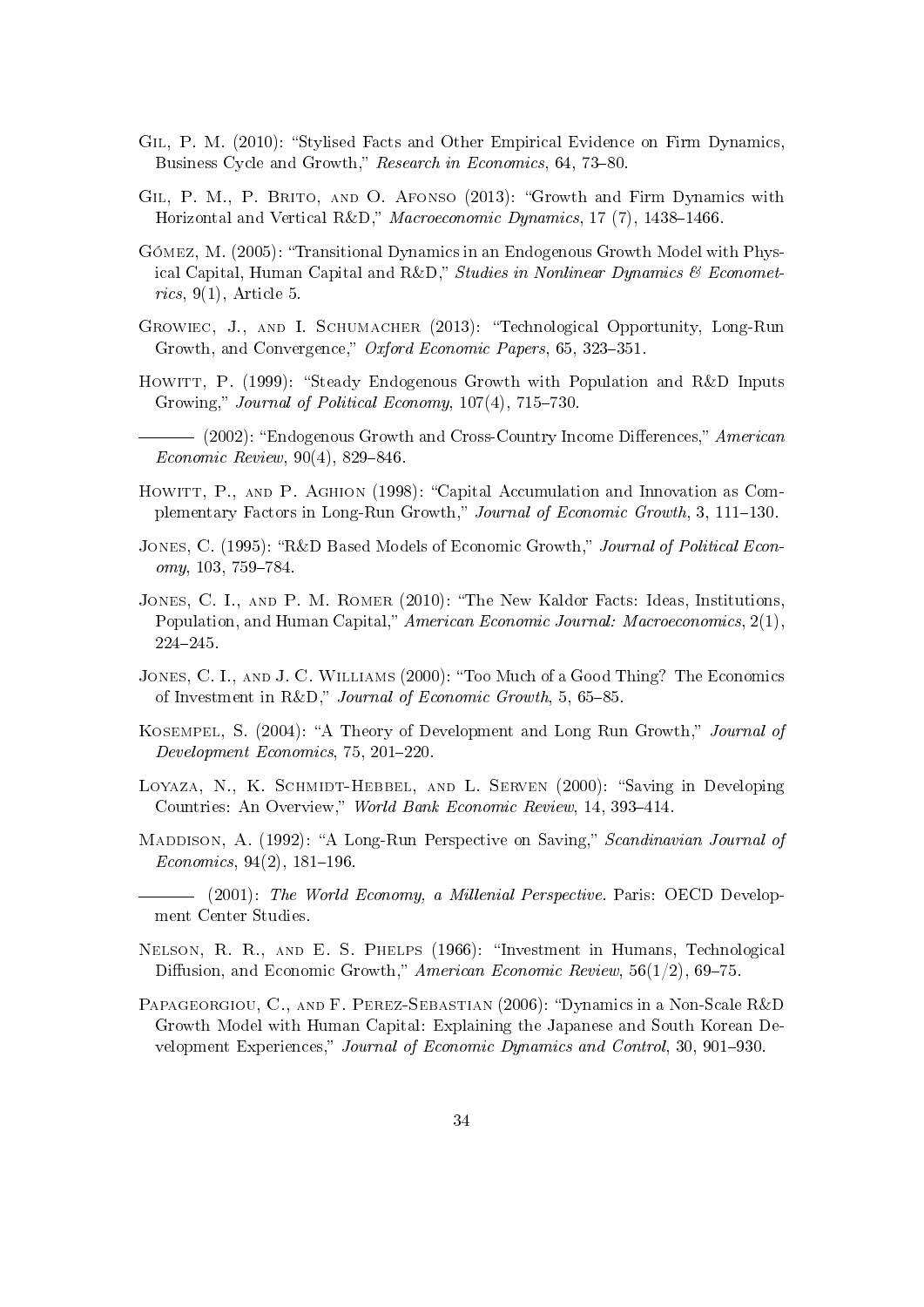Gil, P. M. (2010): "Stylised Facts and Other Empirical Evidence on Firm Dynamics, Business Cycle and Growth," *Research in Economics*, 64, 73–80.

Gil, P. M., P. Brito, and O. Afonso (2013): "Growth and Firm Dynamics with Horizontal and Vertical R&D," *Macroeconomic Dynamics*, 17 (7), 1438–1466.

Gómez, M. (2005): "Transitional Dynamics in an Endogenous Growth Model with Physical Capital, Human Capital and R&D," *Studies in Nonlinear Dynamics & Econometrics*, 9(1), Article 5.

Growiec, J., and I. Schumacher (2013): "Technological Opportunity, Long-Run Growth, and Convergence," *Oxford Economic Papers*, 65, 323–351.

Howitt, P. (1999): "Steady Endogenous Growth with Population and R&D Inputs Growing," *Journal of Political Economy*, 107(4), 715–730.

——— (2002): "Endogenous Growth and Cross-Country Income Differences," *American Economic Review*, 90(4), 829–846.

Howitt, P., and P. Aghion (1998): "Capital Accumulation and Innovation as Complementary Factors in Long-Run Growth," *Journal of Economic Growth*, 3, 111–130.

Jones, C. (1995): "R&D Based Models of Economic Growth," *Journal of Political Economy*, 103, 759–784.

Jones, C. I., and P. M. Romer (2010): "The New Kaldor Facts: Ideas, Institutions, Population, and Human Capital," *American Economic Journal: Macroeconomics*, 2(1), 224–245.

Jones, C. I., and J. C. Williams (2000): "Too Much of a Good Thing? The Economics of Investment in R&D," *Journal of Economic Growth*, 5, 65–85.

Kosempel, S. (2004): "A Theory of Development and Long Run Growth," *Journal of Development Economics*, 75, 201–220.

Loyaza, N., K. Schmidt-Hebbel, and L. Serven (2000): "Saving in Developing Countries: An Overview," *World Bank Economic Review*, 14, 393–414.

Maddison, A. (1992): "A Long-Run Perspective on Saving," *Scandinavian Journal of Economics*, 94(2), 181–196.

——— (2001): *The World Economy, a Millenial Perspective*. Paris: OECD Development Center Studies.

Nelson, R. R., and E. S. Phelps (1966): "Investment in Humans, Technological Diffusion, and Economic Growth," *American Economic Review*, 56(1/2), 69–75.

Papageorgiou, C., and F. Perez-Sebastian (2006): "Dynamics in a Non-Scale R&D Growth Model with Human Capital: Explaining the Japanese and South Korean Development Experiences," *Journal of Economic Dynamics and Control*, 30, 901–930.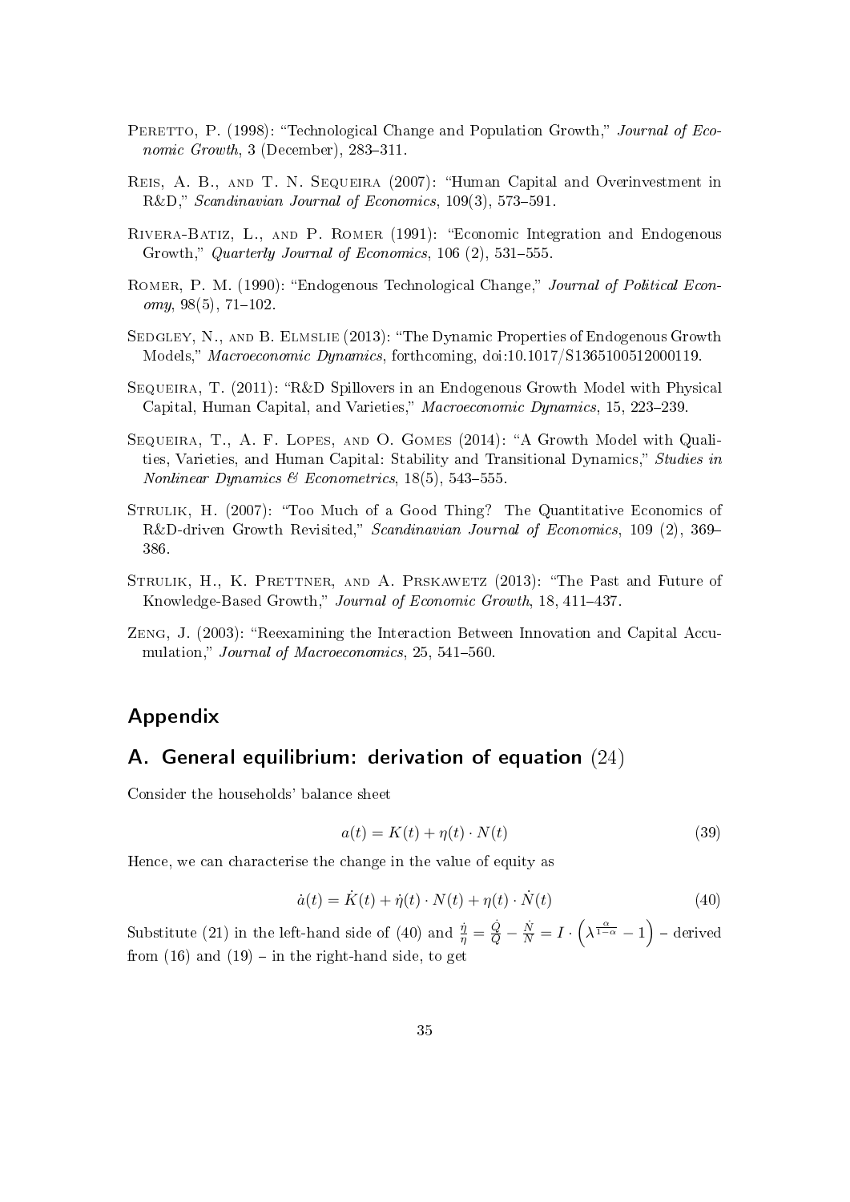Peretto, P. (1998): "Technological Change and Population Growth," *Journal of Economic Growth*, 3 (December), 283–311.

Reis, A. B., and T. N. Sequeira (2007): "Human Capital and Overinvestment in R&D," *Scandinavian Journal of Economics*, 109(3), 573–591.

Rivera-Batiz, L., and P. Romer (1991): "Economic Integration and Endogenous Growth," *Quarterly Journal of Economics*, 106 (2), 531–555.

Romer, P. M. (1990): "Endogenous Technological Change," *Journal of Political Economy*, 98(5), 71–102.

Sedgley, N., and B. Elmslie (2013): "The Dynamic Properties of Endogenous Growth Models," *Macroeconomic Dynamics*, forthcoming, doi:10.1017/S1365100512000119.

Sequeira, T. (2011): "R&D Spillovers in an Endogenous Growth Model with Physical Capital, Human Capital, and Varieties," *Macroeconomic Dynamics*, 15, 223–239.

Sequeira, T., A. F. Lopes, and O. Gomes (2014): "A Growth Model with Qualities, Varieties, and Human Capital: Stability and Transitional Dynamics," *Studies in Nonlinear Dynamics & Econometrics*, 18(5), 543–555.

Strulik, H. (2007): "Too Much of a Good Thing? The Quantitative Economics of R&D-driven Growth Revisited," *Scandinavian Journal of Economics*, 109 (2), 369–386.

Strulik, H., K. Prettner, and A. Prskawetz (2013): "The Past and Future of Knowledge-Based Growth," *Journal of Economic Growth*, 18, 411–437.

Zeng, J. (2003): "Reexamining the Interaction Between Innovation and Capital Accumulation," *Journal of Macroeconomics*, 25, 541–560.

# Appendix

## A. General equilibrium: derivation of equation (24)

Consider the households' balance sheet

$$a(t) = K(t) + \eta(t) \cdot N(t) \tag{39}$$

Hence, we can characterise the change in the value of equity as

$$\dot{a}(t) = \dot{K}(t) + \dot{\eta}(t) \cdot N(t) + \eta(t) \cdot \dot{N}(t) \tag{40}$$

Substitute (21) in the left-hand side of (40) and $\frac{\dot{\eta}}{\eta} = \frac{\dot{Q}}{Q} - \frac{\dot{N}}{N} = I \cdot \left(\lambda^{\frac{\alpha}{1-\alpha}} - 1\right)$ – derived from (16) and (19) – in the right-hand side, to get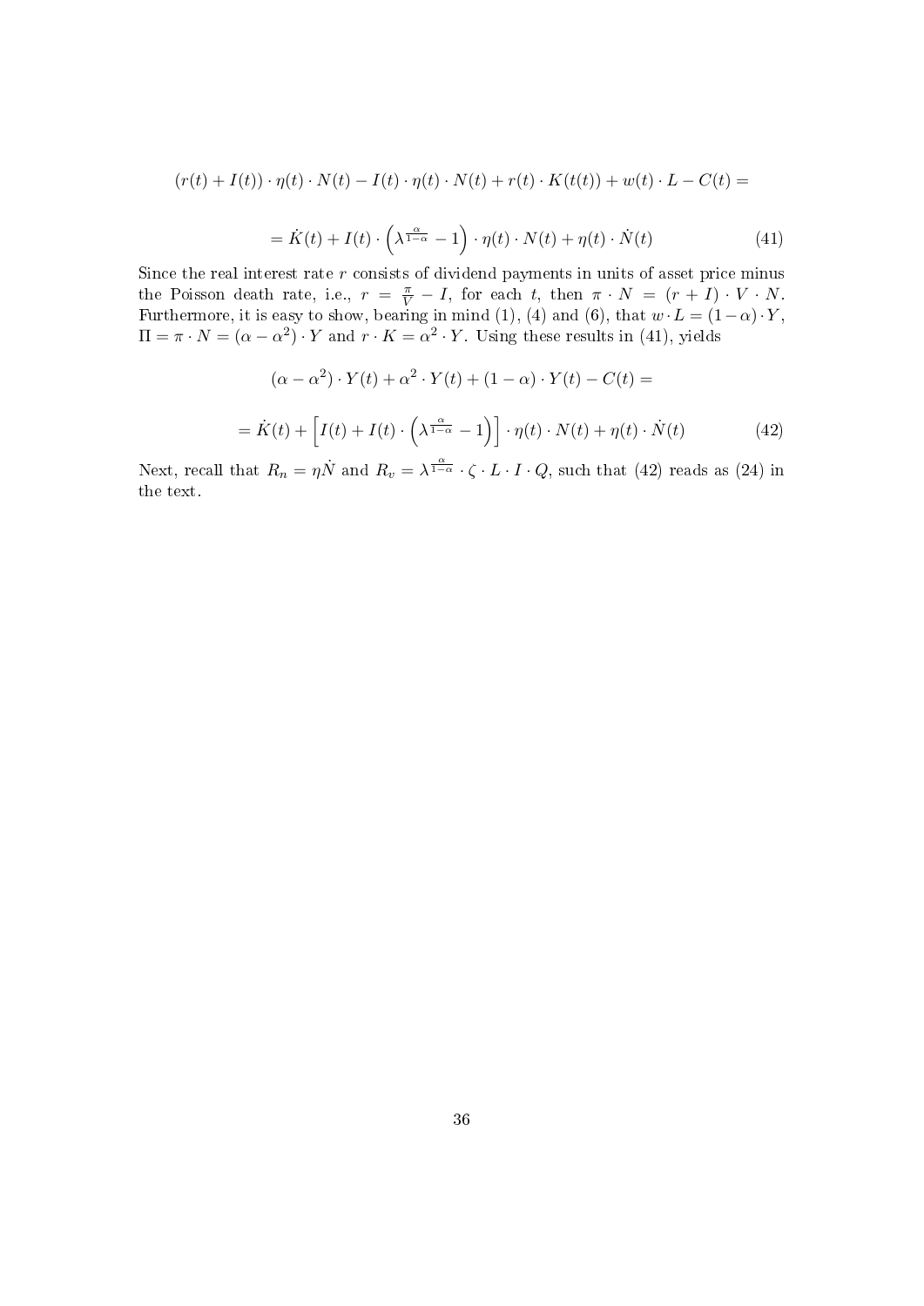$$(r(t) + I(t)) \cdot \eta(t) \cdot N(t) - I(t) \cdot \eta(t) \cdot N(t) + r(t) \cdot K(t(t)) + w(t) \cdot L - C(t) =$$

$$= \dot{K}(t) + I(t) \cdot \left(\lambda^{\frac{\alpha}{1-\alpha}} - 1\right) \cdot \eta(t) \cdot N(t) + \eta(t) \cdot \dot{N}(t) \tag{41}$$

Since the real interest rate $r$ consists of dividend payments in units of asset price minus the Poisson death rate, i.e., $r = \frac{\pi}{V} - I$, for each $t$, then $\pi \cdot N = (r + I) \cdot V \cdot N$. Furthermore, it is easy to show, bearing in mind (1), (4) and (6), that $w \cdot L = (1 - \alpha) \cdot Y$, $\Pi = \pi \cdot N = (\alpha - \alpha^2) \cdot Y$ and $r \cdot K = \alpha^2 \cdot Y$. Using these results in (41), yields

$$(\alpha - \alpha^2) \cdot Y(t) + \alpha^2 \cdot Y(t) + (1 - \alpha) \cdot Y(t) - C(t) =$$

$$= \dot{K}(t) + \left[I(t) + I(t) \cdot \left(\lambda^{\frac{\alpha}{1-\alpha}} - 1\right)\right] \cdot \eta(t) \cdot N(t) + \eta(t) \cdot \dot{N}(t) \tag{42}$$

Next, recall that $R_n = \eta \dot{N}$ and $R_v = \lambda^{\frac{\alpha}{1-\alpha}} \cdot \zeta \cdot L \cdot I \cdot Q$, such that (42) reads as (24) in the text.